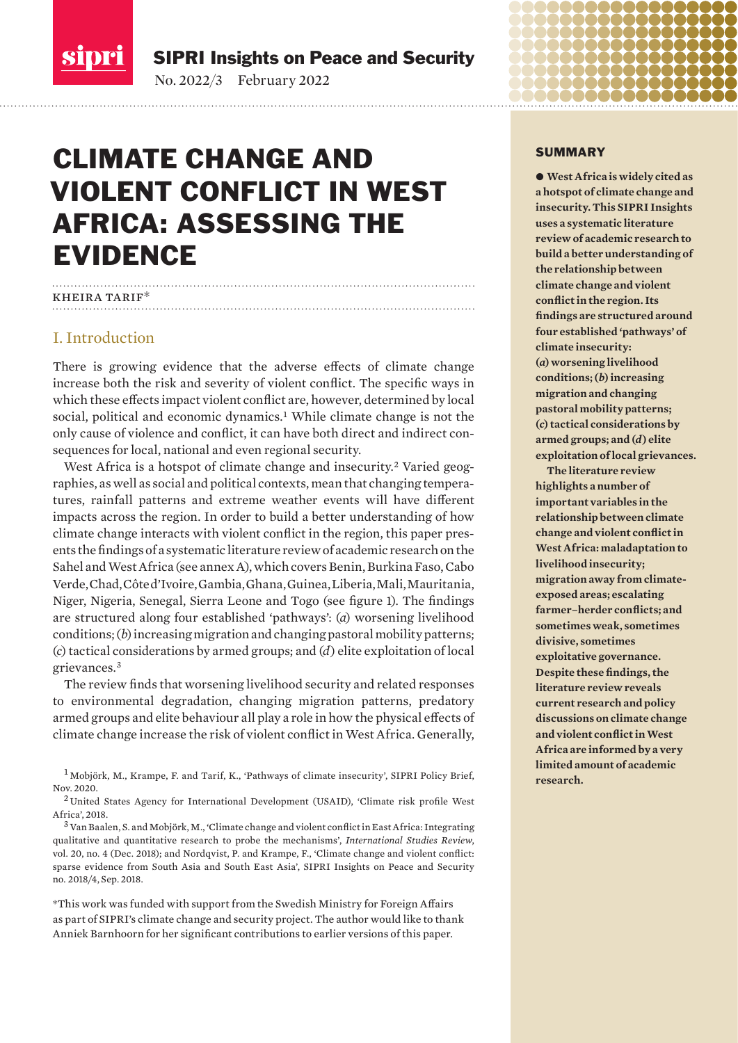# CLIMATE CHANGE AND VIOLENT CONFLICT IN WEST AFRICA: ASSESSING THE EVIDENCE

KHEIRA TARIF*

## I. Introduction

There is growing evidence that the adverse effects of climate change increase both the risk and severity of violent conflict. The specific ways in which these effects impact violent conflict are, however, determined by local social, political and economic dynamics.[1] While climate change is not the only cause of violence and conflict, it can have both direct and indirect consequences for local, national and even regional security.

West Africa is a hotspot of climate change and insecurity.[2] Varied geographies, as well as social and political contexts, mean that changing temperatures, rainfall patterns and extreme weather events will have different impacts across the region. In order to build a better understanding of how climate change interacts with violent conflict in the region, this paper presents the findings of a systematic literature review of academic research on the Sahel and West Africa (see annex A), which covers Benin, Burkina Faso, Cabo Verde, Chad, Côte d'Ivoire, Gambia, Ghana, Guinea, Liberia, Mali, Mauritania, Niger, Nigeria, Senegal, Sierra Leone and Togo (see figure 1). The findings are structured along four established 'pathways': (*a*) worsening livelihood conditions; (*b*) increasing migration and changing pastoral mobility patterns; (*c*) tactical considerations by armed groups; and (*d*) elite exploitation of local grievances.[3]

The review finds that worsening livelihood security and related responses to environmental degradation, changing migration patterns, predatory armed groups and elite behaviour all play a role in how the physical effects of climate change increase the risk of violent conflict in West Africa. Generally,

## SUMMARY

● **West Africa is widely cited as a hotspot of climate change and insecurity. This SIPRI Insights uses a systematic literature review of academic research to build a better understanding of the relationship between climate change and violent conflict in the region. Its findings are structured around four established 'pathways' of climate insecurity: (*a*) worsening livelihood conditions; (*b*) increasing migration and changing pastoral mobility patterns; (*c*) tactical considerations by armed groups; and (*d*) elite exploitation of local grievances.**

**The literature review highlights a number of important variables in the relationship between climate change and violent conflict in West Africa: maladaptation to livelihood insecurity; migration away from climate-exposed areas; escalating farmer–herder conflicts; and sometimes weak, sometimes divisive, sometimes exploitative governance. Despite these findings, the literature review reveals current research and policy discussions on climate change and violent conflict in West Africa are informed by a very limited amount of academic research.**

---

[1] Mobjörk, M., Krampe, F. and Tarif, K., 'Pathways of climate insecurity', SIPRI Policy Brief, Nov. 2020.

[2] United States Agency for International Development (USAID), 'Climate risk profile West Africa', 2018.

[3] Van Baalen, S. and Mobjörk, M., 'Climate change and violent conflict in East Africa: Integrating qualitative and quantitative research to probe the mechanisms', *International Studies Review*, vol. 20, no. 4 (Dec. 2018); and Nordqvist, P. and Krampe, F., 'Climate change and violent conflict: sparse evidence from South Asia and South East Asia', SIPRI Insights on Peace and Security no. 2018/4, Sep. 2018.

*This work was funded with support from the Swedish Ministry for Foreign Affairs as part of SIPRI's climate change and security project. The author would like to thank Anniek Barnhoorn for her significant contributions to earlier versions of this paper.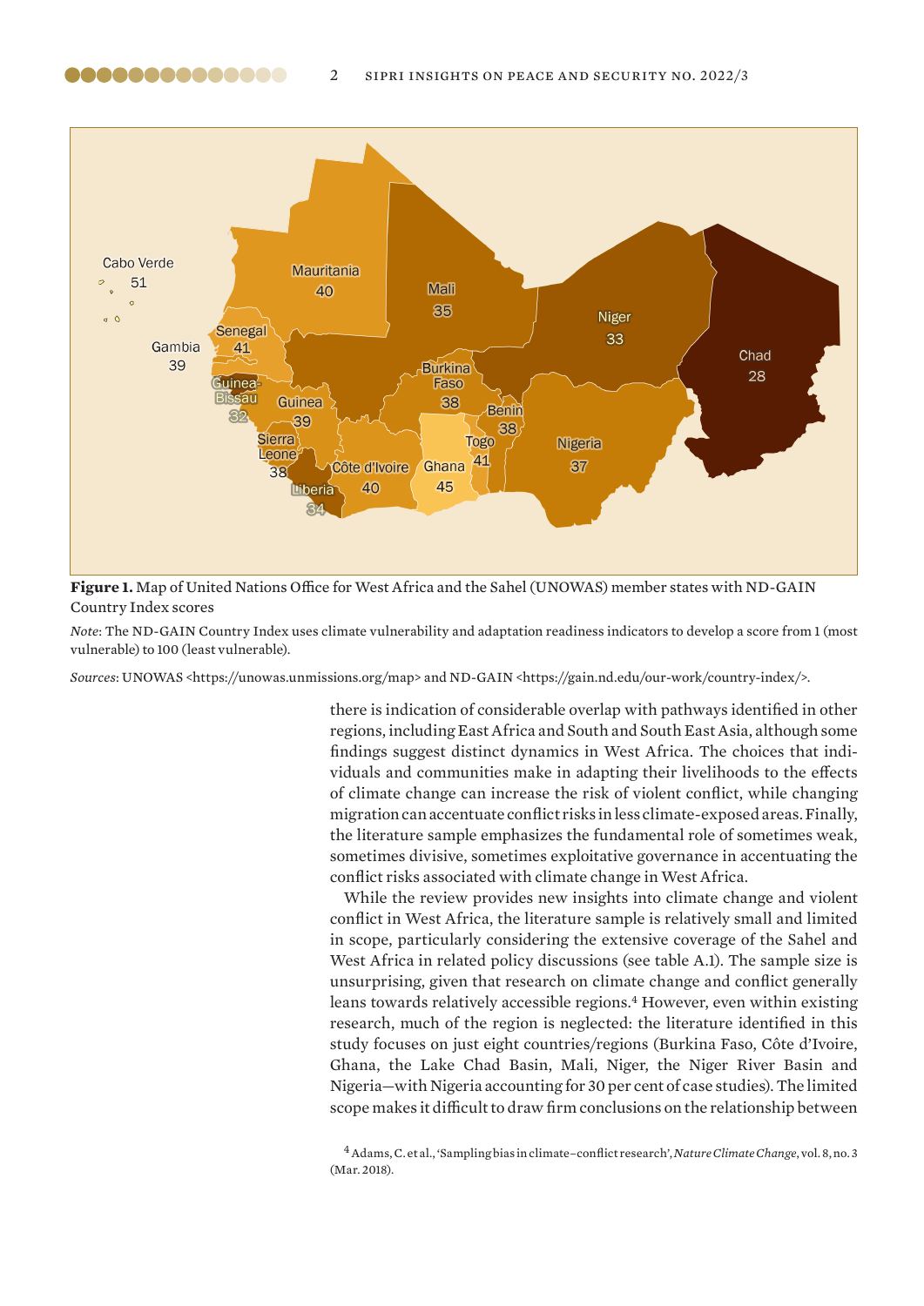**Figure 1.** Map of United Nations Office for West Africa and the Sahel (UNOWAS) member states with ND-GAIN Country Index scores

*Note*: The ND-GAIN Country Index uses climate vulnerability and adaptation readiness indicators to develop a score from 1 (most vulnerable) to 100 (least vulnerable).

*Sources*: UNOWAS <https://unowas.unmissions.org/map> and ND-GAIN <https://gain.nd.edu/our-work/country-index/>.

there is indication of considerable overlap with pathways identified in other regions, including East Africa and South and South East Asia, although some findings suggest distinct dynamics in West Africa. The choices that individuals and communities make in adapting their livelihoods to the effects of climate change can increase the risk of violent conflict, while changing migration can accentuate conflict risks in less climate-exposed areas. Finally, the literature sample emphasizes the fundamental role of sometimes weak, sometimes divisive, sometimes exploitative governance in accentuating the conflict risks associated with climate change in West Africa.

While the review provides new insights into climate change and violent conflict in West Africa, the literature sample is relatively small and limited in scope, particularly considering the extensive coverage of the Sahel and West Africa in related policy discussions (see table A.1). The sample size is unsurprising, given that research on climate change and conflict generally leans towards relatively accessible regions.[4] However, even within existing research, much of the region is neglected: the literature identified in this study focuses on just eight countries/regions (Burkina Faso, Côte d'Ivoire, Ghana, the Lake Chad Basin, Mali, Niger, the Niger River Basin and Nigeria—with Nigeria accounting for 30 per cent of case studies). The limited scope makes it difficult to draw firm conclusions on the relationship between

[4] Adams, C. et al., 'Sampling bias in climate–conflict research', *Nature Climate Change*, vol. 8, no. 3 (Mar. 2018).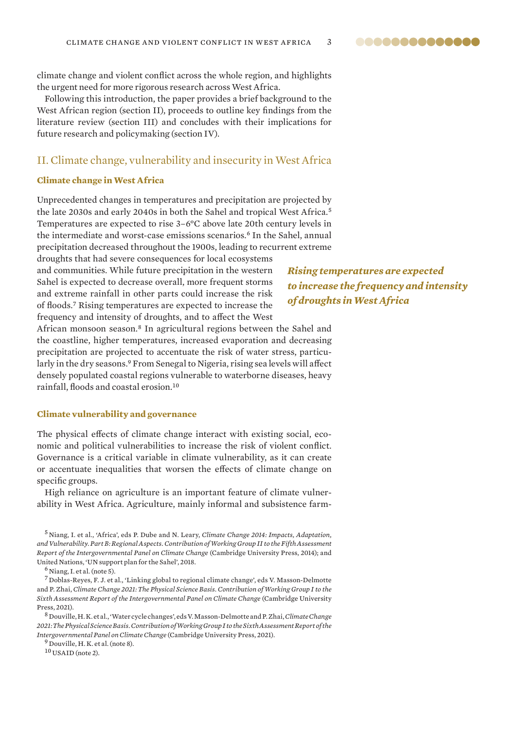climate change and violent conflict across the whole region, and highlights the urgent need for more rigorous research across West Africa.

Following this introduction, the paper provides a brief background to the West African region (section II), proceeds to outline key findings from the literature review (section III) and concludes with their implications for future research and policymaking (section IV).

## II. Climate change, vulnerability and insecurity in West Africa

### Climate change in West Africa

Unprecedented changes in temperatures and precipitation are projected by the late 2030s and early 2040s in both the Sahel and tropical West Africa.[5] Temperatures are expected to rise 3–6°C above late 20th century levels in the intermediate and worst-case emissions scenarios.[6] In the Sahel, annual precipitation decreased throughout the 1900s, leading to recurrent extreme droughts that had severe consequences for local ecosystems and communities. While future precipitation in the western Sahel is expected to decrease overall, more frequent storms and extreme rainfall in other parts could increase the risk of floods.[7] Rising temperatures are expected to increase the frequency and intensity of droughts, and to affect the West African monsoon season.[8] In agricultural regions between the Sahel and the coastline, higher temperatures, increased evaporation and decreasing precipitation are projected to accentuate the risk of water stress, particularly in the dry seasons.[9] From Senegal to Nigeria, rising sea levels will affect densely populated coastal regions vulnerable to waterborne diseases, heavy rainfall, floods and coastal erosion.[10]

***Rising temperatures are expected to increase the frequency and intensity of droughts in West Africa***

### Climate vulnerability and governance

The physical effects of climate change interact with existing social, economic and political vulnerabilities to increase the risk of violent conflict. Governance is a critical variable in climate vulnerability, as it can create or accentuate inequalities that worsen the effects of climate change on specific groups.

High reliance on agriculture is an important feature of climate vulnerability in West Africa. Agriculture, mainly informal and subsistence farm-

[5] Niang, I. et al., 'Africa', eds P. Dube and N. Leary, *Climate Change 2014: Impacts, Adaptation, and Vulnerability. Part B: Regional Aspects. Contribution of Working Group II to the Fifth Assessment Report of the Intergovernmental Panel on Climate Change* (Cambridge University Press, 2014); and United Nations, 'UN support plan for the Sahel', 2018.

[6] Niang, I. et al. (note 5).

[7] Doblas-Reyes, F. J. et al., 'Linking global to regional climate change', eds V. Masson-Delmotte and P. Zhai, *Climate Change 2021: The Physical Science Basis. Contribution of Working Group I to the Sixth Assessment Report of the Intergovernmental Panel on Climate Change* (Cambridge University Press, 2021).

[8] Douville, H. K. et al., 'Water cycle changes', eds V. Masson-Delmotte and P. Zhai, *Climate Change 2021: The Physical Science Basis. Contribution of Working Group I to the Sixth Assessment Report of the Intergovernmental Panel on Climate Change* (Cambridge University Press, 2021).

[9] Douville, H. K. et al. (note 8).

[10] USAID (note 2).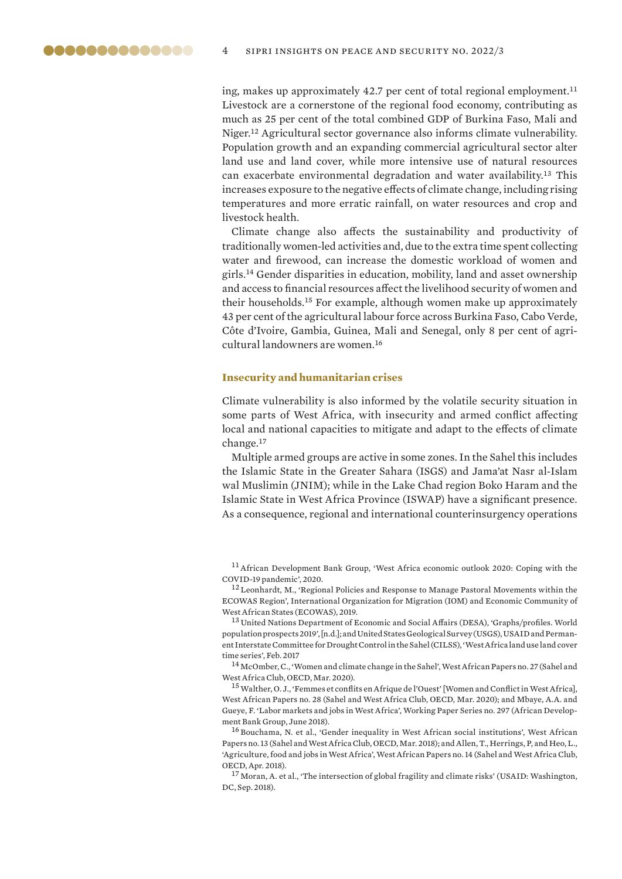ing, makes up approximately 42.7 per cent of total regional employment.[11] Livestock are a cornerstone of the regional food economy, contributing as much as 25 per cent of the total combined GDP of Burkina Faso, Mali and Niger.[12] Agricultural sector governance also informs climate vulnerability. Population growth and an expanding commercial agricultural sector alter land use and land cover, while more intensive use of natural resources can exacerbate environmental degradation and water availability.[13] This increases exposure to the negative effects of climate change, including rising temperatures and more erratic rainfall, on water resources and crop and livestock health.

Climate change also affects the sustainability and productivity of traditionally women-led activities and, due to the extra time spent collecting water and firewood, can increase the domestic workload of women and girls.[14] Gender disparities in education, mobility, land and asset ownership and access to financial resources affect the livelihood security of women and their households.[15] For example, although women make up approximately 43 per cent of the agricultural labour force across Burkina Faso, Cabo Verde, Côte d'Ivoire, Gambia, Guinea, Mali and Senegal, only 8 per cent of agricultural landowners are women.[16]

### Insecurity and humanitarian crises

Climate vulnerability is also informed by the volatile security situation in some parts of West Africa, with insecurity and armed conflict affecting local and national capacities to mitigate and adapt to the effects of climate change.[17]

Multiple armed groups are active in some zones. In the Sahel this includes the Islamic State in the Greater Sahara (ISGS) and Jama'at Nasr al-Islam wal Muslimin (JNIM); while in the Lake Chad region Boko Haram and the Islamic State in West Africa Province (ISWAP) have a significant presence. As a consequence, regional and international counterinsurgency operations

[11] African Development Bank Group, 'West Africa economic outlook 2020: Coping with the COVID-19 pandemic', 2020.

[12] Leonhardt, M., 'Regional Policies and Response to Manage Pastoral Movements within the ECOWAS Region', International Organization for Migration (IOM) and Economic Community of West African States (ECOWAS), 2019.

[13] United Nations Department of Economic and Social Affairs (DESA), 'Graphs/profiles. World population prospects 2019', [n.d.]; and United States Geological Survey (USGS), USAID and Permanent Interstate Committee for Drought Control in the Sahel (CILSS), 'West Africa land use land cover time series', Feb. 2017

[14] McOmber, C., 'Women and climate change in the Sahel', West African Papers no. 27 (Sahel and West Africa Club, OECD, Mar. 2020).

[15] Walther, O. J., 'Femmes et conflits en Afrique de l'Ouest' [Women and Conflict in West Africa], West African Papers no. 28 (Sahel and West Africa Club, OECD, Mar. 2020); and Mbaye, A.A. and Gueye, F. 'Labor markets and jobs in West Africa', Working Paper Series no. 297 (African Development Bank Group, June 2018).

[16] Bouchama, N. et al., 'Gender inequality in West African social institutions', West African Papers no. 13 (Sahel and West Africa Club, OECD, Mar. 2018); and Allen, T., Herrings, P, and Heo, L., 'Agriculture, food and jobs in West Africa', West African Papers no. 14 (Sahel and West Africa Club, OECD, Apr. 2018).

[17] Moran, A. et al., 'The intersection of global fragility and climate risks' (USAID: Washington, DC, Sep. 2018).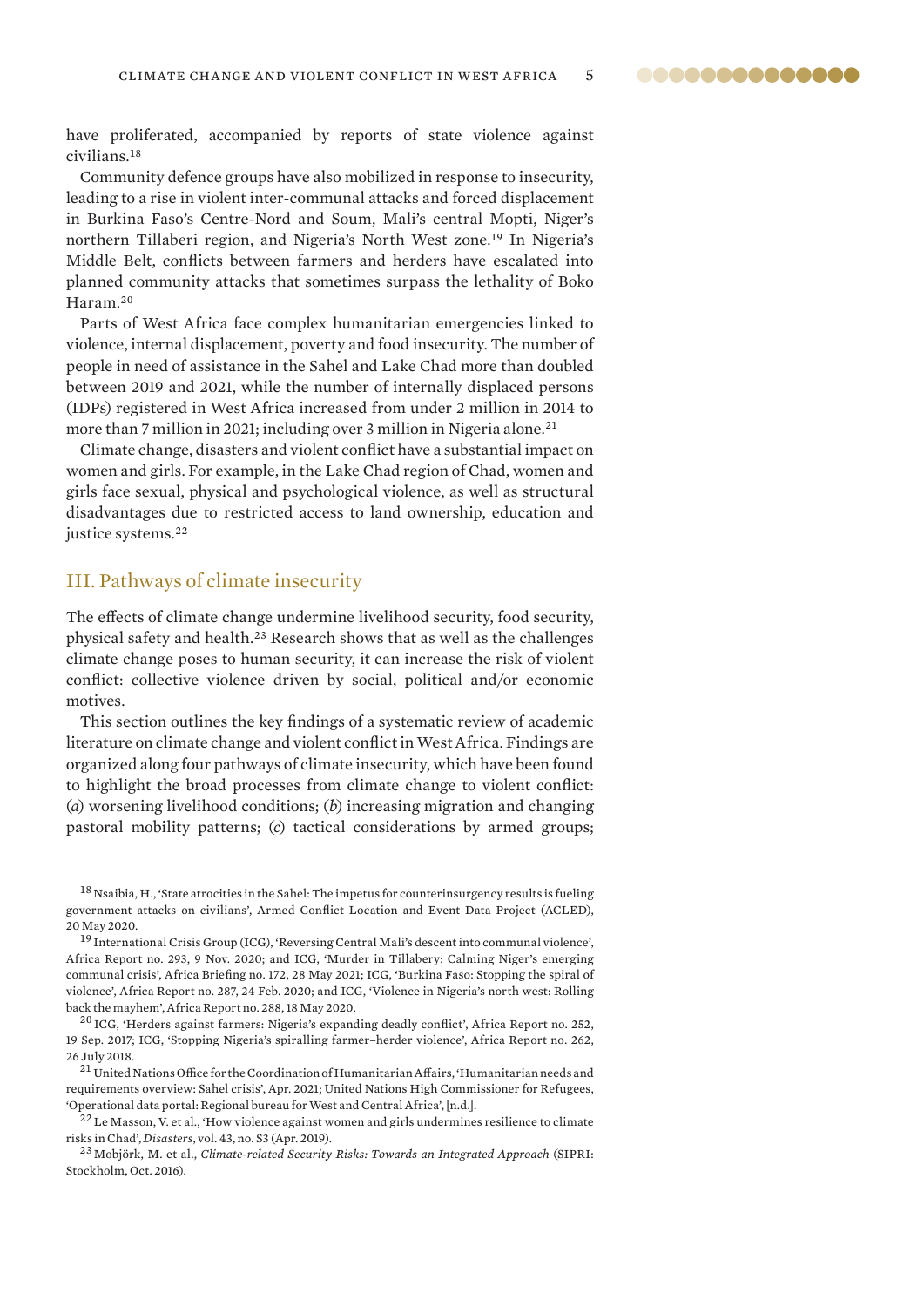have proliferated, accompanied by reports of state violence against civilians.[18]

Community defence groups have also mobilized in response to insecurity, leading to a rise in violent inter-communal attacks and forced displacement in Burkina Faso's Centre-Nord and Soum, Mali's central Mopti, Niger's northern Tillaberi region, and Nigeria's North West zone.[19] In Nigeria's Middle Belt, conflicts between farmers and herders have escalated into planned community attacks that sometimes surpass the lethality of Boko Haram.[20]

Parts of West Africa face complex humanitarian emergencies linked to violence, internal displacement, poverty and food insecurity. The number of people in need of assistance in the Sahel and Lake Chad more than doubled between 2019 and 2021, while the number of internally displaced persons (IDPs) registered in West Africa increased from under 2 million in 2014 to more than 7 million in 2021; including over 3 million in Nigeria alone.[21]

Climate change, disasters and violent conflict have a substantial impact on women and girls. For example, in the Lake Chad region of Chad, women and girls face sexual, physical and psychological violence, as well as structural disadvantages due to restricted access to land ownership, education and justice systems.[22]

## III. Pathways of climate insecurity

The effects of climate change undermine livelihood security, food security, physical safety and health.[23] Research shows that as well as the challenges climate change poses to human security, it can increase the risk of violent conflict: collective violence driven by social, political and/or economic motives.

This section outlines the key findings of a systematic review of academic literature on climate change and violent conflict in West Africa. Findings are organized along four pathways of climate insecurity, which have been found to highlight the broad processes from climate change to violent conflict: (*a*) worsening livelihood conditions; (*b*) increasing migration and changing pastoral mobility patterns; (*c*) tactical considerations by armed groups;

[18] Nsaibia, H., 'State atrocities in the Sahel: The impetus for counterinsurgency results is fueling government attacks on civilians', Armed Conflict Location and Event Data Project (ACLED), 20 May 2020.

[19] International Crisis Group (ICG), 'Reversing Central Mali's descent into communal violence', Africa Report no. 293, 9 Nov. 2020; and ICG, 'Murder in Tillabery: Calming Niger's emerging communal crisis', Africa Briefing no. 172, 28 May 2021; ICG, 'Burkina Faso: Stopping the spiral of violence', Africa Report no. 287, 24 Feb. 2020; and ICG, 'Violence in Nigeria's north west: Rolling back the mayhem', Africa Report no. 288, 18 May 2020.

[20] ICG, 'Herders against farmers: Nigeria's expanding deadly conflict', Africa Report no. 252, 19 Sep. 2017; ICG, 'Stopping Nigeria's spiralling farmer–herder violence', Africa Report no. 262, 26 July 2018.

[21] United Nations Office for the Coordination of Humanitarian Affairs, 'Humanitarian needs and requirements overview: Sahel crisis', Apr. 2021; United Nations High Commissioner for Refugees, 'Operational data portal: Regional bureau for West and Central Africa', [n.d.].

[22] Le Masson, V. et al., 'How violence against women and girls undermines resilience to climate risks in Chad', *Disasters*, vol. 43, no. S3 (Apr. 2019).

[23] Mobjörk, M. et al., *Climate-related Security Risks: Towards an Integrated Approach* (SIPRI: Stockholm, Oct. 2016).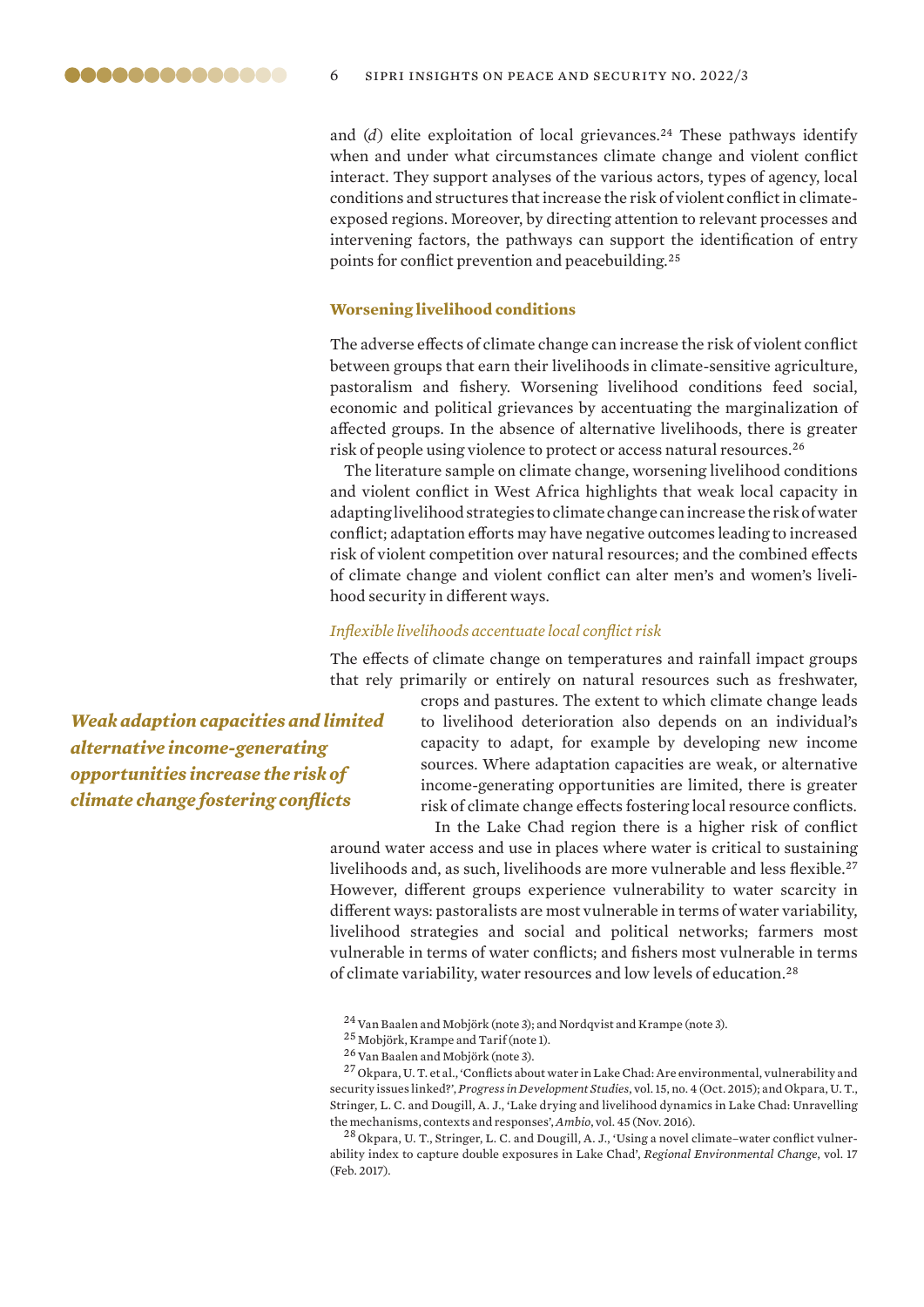and (*d*) elite exploitation of local grievances.[24] These pathways identify when and under what circumstances climate change and violent conflict interact. They support analyses of the various actors, types of agency, local conditions and structures that increase the risk of violent conflict in climate-exposed regions. Moreover, by directing attention to relevant processes and intervening factors, the pathways can support the identification of entry points for conflict prevention and peacebuilding.[25]

### Worsening livelihood conditions

The adverse effects of climate change can increase the risk of violent conflict between groups that earn their livelihoods in climate-sensitive agriculture, pastoralism and fishery. Worsening livelihood conditions feed social, economic and political grievances by accentuating the marginalization of affected groups. In the absence of alternative livelihoods, there is greater risk of people using violence to protect or access natural resources.[26]

The literature sample on climate change, worsening livelihood conditions and violent conflict in West Africa highlights that weak local capacity in adapting livelihood strategies to climate change can increase the risk of water conflict; adaptation efforts may have negative outcomes leading to increased risk of violent competition over natural resources; and the combined effects of climate change and violent conflict can alter men's and women's livelihood security in different ways.

#### *Inflexible livelihoods accentuate local conflict risk*

The effects of climate change on temperatures and rainfall impact groups that rely primarily or entirely on natural resources such as freshwater, crops and pastures. The extent to which climate change leads to livelihood deterioration also depends on an individual's capacity to adapt, for example by developing new income sources. Where adaptation capacities are weak, or alternative income-generating opportunities are limited, there is greater risk of climate change effects fostering local resource conflicts.

***Weak adaption capacities and limited alternative income-generating opportunities increase the risk of climate change fostering conflicts***

In the Lake Chad region there is a higher risk of conflict around water access and use in places where water is critical to sustaining livelihoods and, as such, livelihoods are more vulnerable and less flexible.[27] However, different groups experience vulnerability to water scarcity in different ways: pastoralists are most vulnerable in terms of water variability, livelihood strategies and social and political networks; farmers most vulnerable in terms of water conflicts; and fishers most vulnerable in terms of climate variability, water resources and low levels of education.[28]

[24] Van Baalen and Mobjörk (note 3); and Nordqvist and Krampe (note 3).

[25] Mobjörk, Krampe and Tarif (note 1).

[26] Van Baalen and Mobjörk (note 3).

[27] Okpara, U. T. et al., 'Conflicts about water in Lake Chad: Are environmental, vulnerability and security issues linked?', *Progress in Development Studies*, vol. 15, no. 4 (Oct. 2015); and Okpara, U. T., Stringer, L. C. and Dougill, A. J., 'Lake drying and livelihood dynamics in Lake Chad: Unravelling the mechanisms, contexts and responses', *Ambio*, vol. 45 (Nov. 2016).

[28] Okpara, U. T., Stringer, L. C. and Dougill, A. J., 'Using a novel climate–water conflict vulnerability index to capture double exposures in Lake Chad', *Regional Environmental Change*, vol. 17 (Feb. 2017).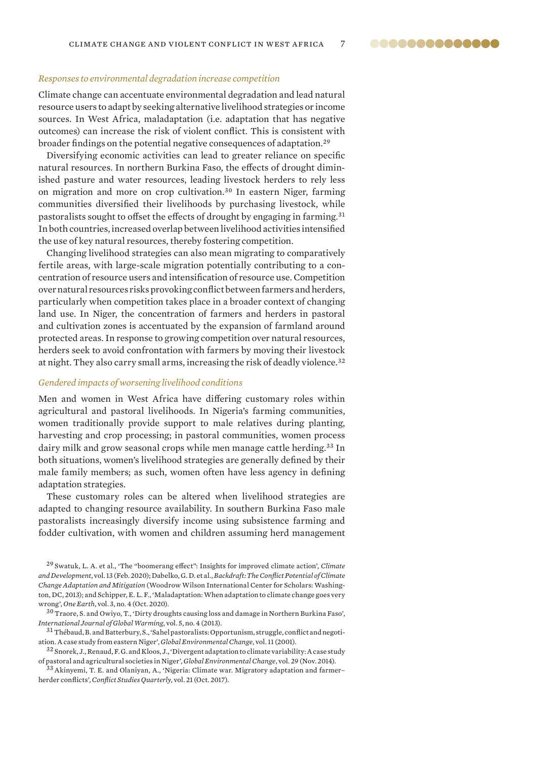*Responses to environmental degradation increase competition*

Climate change can accentuate environmental degradation and lead natural resource users to adapt by seeking alternative livelihood strategies or income sources. In West Africa, maladaptation (i.e. adaptation that has negative outcomes) can increase the risk of violent conflict. This is consistent with broader findings on the potential negative consequences of adaptation.[29]

Diversifying economic activities can lead to greater reliance on specific natural resources. In northern Burkina Faso, the effects of drought diminished pasture and water resources, leading livestock herders to rely less on migration and more on crop cultivation.[30] In eastern Niger, farming communities diversified their livelihoods by purchasing livestock, while pastoralists sought to offset the effects of drought by engaging in farming.[31] In both countries, increased overlap between livelihood activities intensified the use of key natural resources, thereby fostering competition.

Changing livelihood strategies can also mean migrating to comparatively fertile areas, with large-scale migration potentially contributing to a concentration of resource users and intensification of resource use. Competition over natural resources risks provoking conflict between farmers and herders, particularly when competition takes place in a broader context of changing land use. In Niger, the concentration of farmers and herders in pastoral and cultivation zones is accentuated by the expansion of farmland around protected areas. In response to growing competition over natural resources, herders seek to avoid confrontation with farmers by moving their livestock at night. They also carry small arms, increasing the risk of deadly violence.[32]

*Gendered impacts of worsening livelihood conditions*

Men and women in West Africa have differing customary roles within agricultural and pastoral livelihoods. In Nigeria's farming communities, women traditionally provide support to male relatives during planting, harvesting and crop processing; in pastoral communities, women process dairy milk and grow seasonal crops while men manage cattle herding.[33] In both situations, women's livelihood strategies are generally defined by their male family members; as such, women often have less agency in defining adaptation strategies.

These customary roles can be altered when livelihood strategies are adapted to changing resource availability. In southern Burkina Faso male pastoralists increasingly diversify income using subsistence farming and fodder cultivation, with women and children assuming herd management

---

[29] Swatuk, L. A. et al., 'The "boomerang effect": Insights for improved climate action', *Climate and Development*, vol. 13 (Feb. 2020); Dabelko, G. D. et al., *Backdraft: The Conflict Potential of Climate Change Adaptation and Mitigation* (Woodrow Wilson International Center for Scholars: Washington, DC, 2013); and Schipper, E. L. F., 'Maladaptation: When adaptation to climate change goes very wrong', *One Earth*, vol. 3, no. 4 (Oct. 2020).

[30] Traore, S. and Owiyo, T., 'Dirty droughts causing loss and damage in Northern Burkina Faso', *International Journal of Global Warming*, vol. 5, no. 4 (2013).

[31] Thébaud, B. and Batterbury, S., 'Sahel pastoralists: Opportunism, struggle, conflict and negotiation. A case study from eastern Niger', *Global Environmental Change*, vol. 11 (2001).

[32] Snorek, J., Renaud, F. G. and Kloos, J., 'Divergent adaptation to climate variability: A case study of pastoral and agricultural societies in Niger', *Global Environmental Change*, vol. 29 (Nov. 2014).

[33] Akinyemi, T. E. and Olaniyan, A., 'Nigeria: Climate war. Migratory adaptation and farmer–herder conflicts', *Conflict Studies Quarterly*, vol. 21 (Oct. 2017).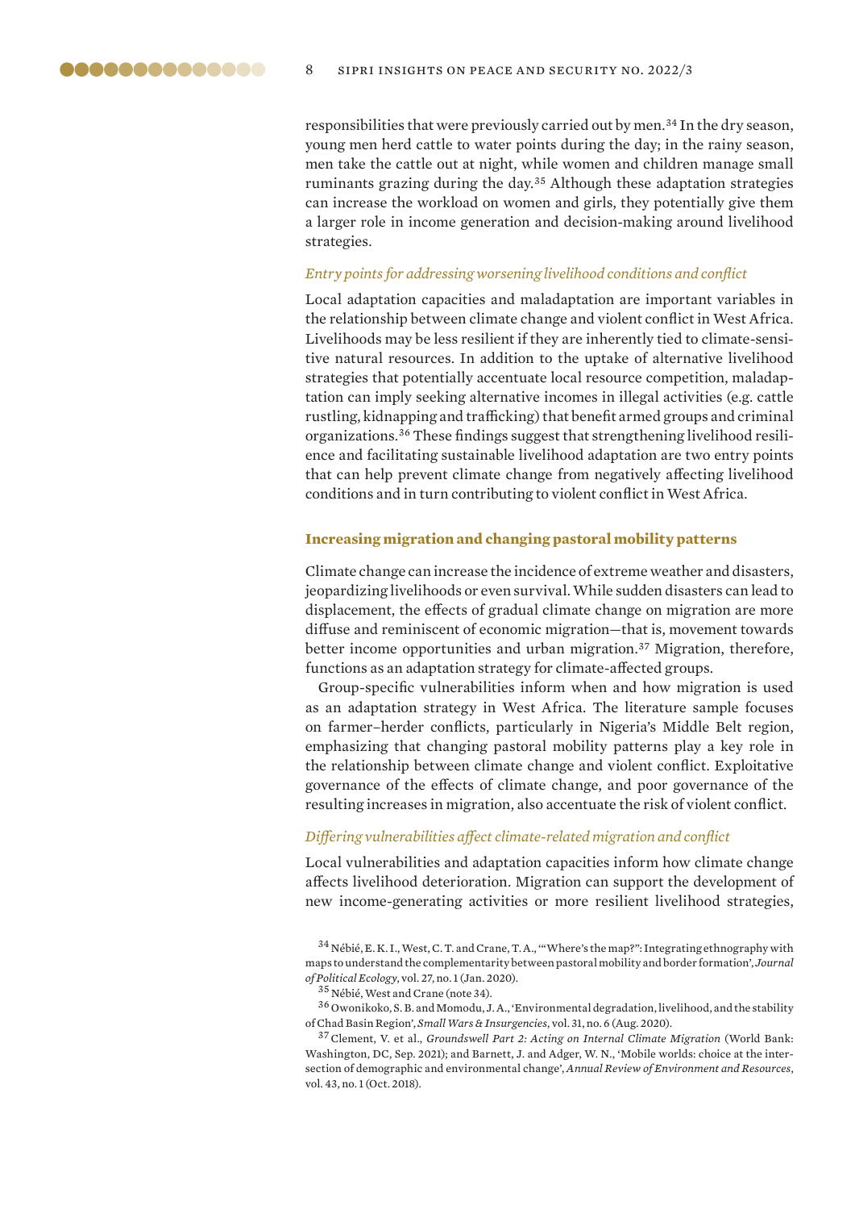responsibilities that were previously carried out by men.[34] In the dry season, young men herd cattle to water points during the day; in the rainy season, men take the cattle out at night, while women and children manage small ruminants grazing during the day.[35] Although these adaptation strategies can increase the workload on women and girls, they potentially give them a larger role in income generation and decision-making around livelihood strategies.

### *Entry points for addressing worsening livelihood conditions and conflict*

Local adaptation capacities and maladaptation are important variables in the relationship between climate change and violent conflict in West Africa. Livelihoods may be less resilient if they are inherently tied to climate-sensitive natural resources. In addition to the uptake of alternative livelihood strategies that potentially accentuate local resource competition, maladaptation can imply seeking alternative incomes in illegal activities (e.g. cattle rustling, kidnapping and trafficking) that benefit armed groups and criminal organizations.[36] These findings suggest that strengthening livelihood resilience and facilitating sustainable livelihood adaptation are two entry points that can help prevent climate change from negatively affecting livelihood conditions and in turn contributing to violent conflict in West Africa.

## Increasing migration and changing pastoral mobility patterns

Climate change can increase the incidence of extreme weather and disasters, jeopardizing livelihoods or even survival. While sudden disasters can lead to displacement, the effects of gradual climate change on migration are more diffuse and reminiscent of economic migration—that is, movement towards better income opportunities and urban migration.[37] Migration, therefore, functions as an adaptation strategy for climate-affected groups.

Group-specific vulnerabilities inform when and how migration is used as an adaptation strategy in West Africa. The literature sample focuses on farmer–herder conflicts, particularly in Nigeria's Middle Belt region, emphasizing that changing pastoral mobility patterns play a key role in the relationship between climate change and violent conflict. Exploitative governance of the effects of climate change, and poor governance of the resulting increases in migration, also accentuate the risk of violent conflict.

### *Differing vulnerabilities affect climate-related migration and conflict*

Local vulnerabilities and adaptation capacities inform how climate change affects livelihood deterioration. Migration can support the development of new income-generating activities or more resilient livelihood strategies,

[34] Nébié, E. K. I., West, C. T. and Crane, T. A., '"Where's the map?": Integrating ethnography with maps to understand the complementarity between pastoral mobility and border formation', *Journal of Political Ecology*, vol. 27, no. 1 (Jan. 2020).

[35] Nébié, West and Crane (note 34).

[36] Owonikoko, S. B. and Momodu, J. A., 'Environmental degradation, livelihood, and the stability of Chad Basin Region', *Small Wars & Insurgencies*, vol. 31, no. 6 (Aug. 2020).

[37] Clement, V. et al., *Groundswell Part 2: Acting on Internal Climate Migration* (World Bank: Washington, DC, Sep. 2021); and Barnett, J. and Adger, W. N., 'Mobile worlds: choice at the intersection of demographic and environmental change', *Annual Review of Environment and Resources*, vol. 43, no. 1 (Oct. 2018).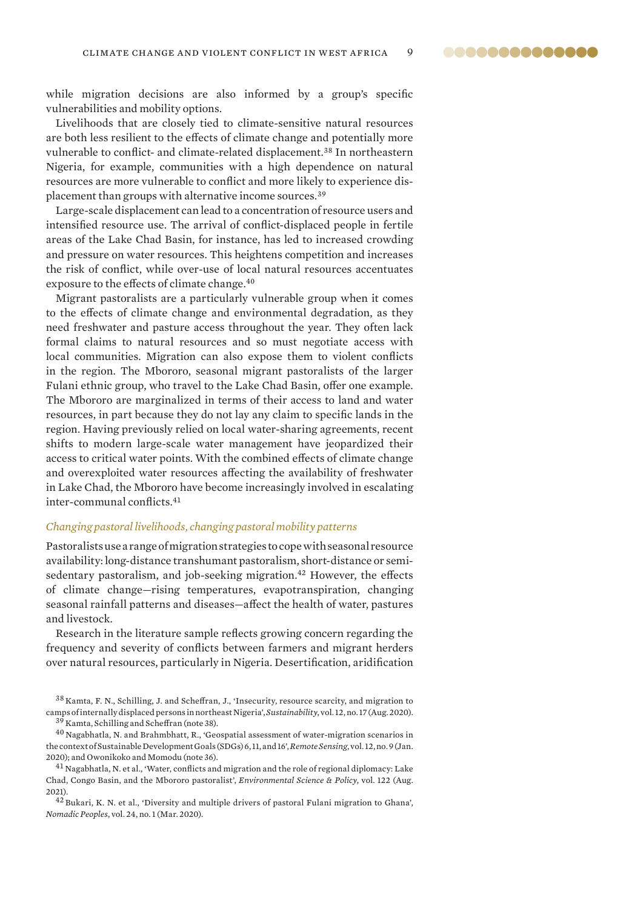while migration decisions are also informed by a group's specific vulnerabilities and mobility options.

Livelihoods that are closely tied to climate-sensitive natural resources are both less resilient to the effects of climate change and potentially more vulnerable to conflict- and climate-related displacement.[38] In northeastern Nigeria, for example, communities with a high dependence on natural resources are more vulnerable to conflict and more likely to experience displacement than groups with alternative income sources.[39]

Large-scale displacement can lead to a concentration of resource users and intensified resource use. The arrival of conflict-displaced people in fertile areas of the Lake Chad Basin, for instance, has led to increased crowding and pressure on water resources. This heightens competition and increases the risk of conflict, while over-use of local natural resources accentuates exposure to the effects of climate change.[40]

Migrant pastoralists are a particularly vulnerable group when it comes to the effects of climate change and environmental degradation, as they need freshwater and pasture access throughout the year. They often lack formal claims to natural resources and so must negotiate access with local communities. Migration can also expose them to violent conflicts in the region. The Mbororo, seasonal migrant pastoralists of the larger Fulani ethnic group, who travel to the Lake Chad Basin, offer one example. The Mbororo are marginalized in terms of their access to land and water resources, in part because they do not lay any claim to specific lands in the region. Having previously relied on local water-sharing agreements, recent shifts to modern large-scale water management have jeopardized their access to critical water points. With the combined effects of climate change and overexploited water resources affecting the availability of freshwater in Lake Chad, the Mbororo have become increasingly involved in escalating inter-communal conflicts.[41]

### *Changing pastoral livelihoods, changing pastoral mobility patterns*

Pastoralists use a range of migration strategies to cope with seasonal resource availability: long-distance transhumant pastoralism, short-distance or semi-sedentary pastoralism, and job-seeking migration.[42] However, the effects of climate change—rising temperatures, evapotranspiration, changing seasonal rainfall patterns and diseases—affect the health of water, pastures and livestock.

Research in the literature sample reflects growing concern regarding the frequency and severity of conflicts between farmers and migrant herders over natural resources, particularly in Nigeria. Desertification, aridification

---

[38] Kamta, F. N., Schilling, J. and Scheffran, J., 'Insecurity, resource scarcity, and migration to camps of internally displaced persons in northeast Nigeria', *Sustainability*, vol. 12, no. 17 (Aug. 2020).

[39] Kamta, Schilling and Scheffran (note 38).

[40] Nagabhatla, N. and Brahmbhatt, R., 'Geospatial assessment of water-migration scenarios in the context of Sustainable Development Goals (SDGs) 6, 11, and 16', *Remote Sensing*, vol. 12, no. 9 (Jan. 2020); and Owonikoko and Momodu (note 36).

[41] Nagabhatla, N. et al., 'Water, conflicts and migration and the role of regional diplomacy: Lake Chad, Congo Basin, and the Mbororo pastoralist', *Environmental Science & Policy*, vol. 122 (Aug. 2021).

[42] Bukari, K. N. et al., 'Diversity and multiple drivers of pastoral Fulani migration to Ghana', *Nomadic Peoples*, vol. 24, no. 1 (Mar. 2020).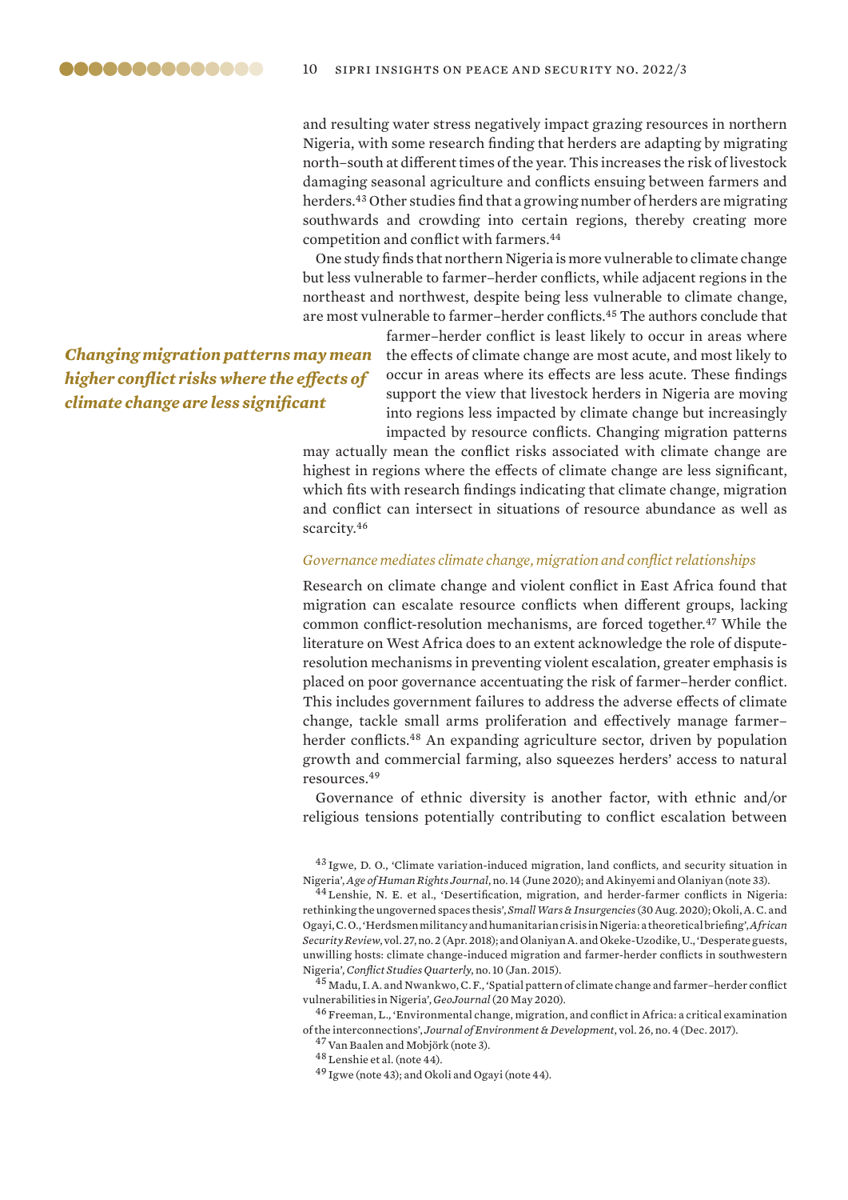and resulting water stress negatively impact grazing resources in northern Nigeria, with some research finding that herders are adapting by migrating north–south at different times of the year. This increases the risk of livestock damaging seasonal agriculture and conflicts ensuing between farmers and herders.[43] Other studies find that a growing number of herders are migrating southwards and crowding into certain regions, thereby creating more competition and conflict with farmers.[44]

One study finds that northern Nigeria is more vulnerable to climate change but less vulnerable to farmer–herder conflicts, while adjacent regions in the northeast and northwest, despite being less vulnerable to climate change, are most vulnerable to farmer–herder conflicts.[45] The authors conclude that farmer–herder conflict is least likely to occur in areas where the effects of climate change are most acute, and most likely to occur in areas where its effects are less acute. These findings support the view that livestock herders in Nigeria are moving into regions less impacted by climate change but increasingly impacted by resource conflicts. Changing migration patterns may actually mean the conflict risks associated with climate change are highest in regions where the effects of climate change are less significant, which fits with research findings indicating that climate change, migration and conflict can intersect in situations of resource abundance as well as scarcity.[46]

***Changing migration patterns may mean higher conflict risks where the effects of climate change are less significant***

*Governance mediates climate change, migration and conflict relationships*

Research on climate change and violent conflict in East Africa found that migration can escalate resource conflicts when different groups, lacking common conflict-resolution mechanisms, are forced together.[47] While the literature on West Africa does to an extent acknowledge the role of dispute-resolution mechanisms in preventing violent escalation, greater emphasis is placed on poor governance accentuating the risk of farmer–herder conflict. This includes government failures to address the adverse effects of climate change, tackle small arms proliferation and effectively manage farmer–herder conflicts.[48] An expanding agriculture sector, driven by population growth and commercial farming, also squeezes herders' access to natural resources.[49]

Governance of ethnic diversity is another factor, with ethnic and/or religious tensions potentially contributing to conflict escalation between

---

[43] Igwe, D. O., 'Climate variation-induced migration, land conflicts, and security situation in Nigeria', *Age of Human Rights Journal*, no. 14 (June 2020); and Akinyemi and Olaniyan (note 33).

[44] Lenshie, N. E. et al., 'Desertification, migration, and herder-farmer conflicts in Nigeria: rethinking the ungoverned spaces thesis', *Small Wars & Insurgencies* (30 Aug. 2020); Okoli, A. C. and Ogayi, C. O., 'Herdsmen militancy and humanitarian crisis in Nigeria: a theoretical briefing', *African Security Review*, vol. 27, no. 2 (Apr. 2018); and Olaniyan A. and Okeke-Uzodike, U., 'Desperate guests, unwilling hosts: climate change-induced migration and farmer-herder conflicts in southwestern Nigeria', *Conflict Studies Quarterly*, no. 10 (Jan. 2015).

[45] Madu, I. A. and Nwankwo, C. F., 'Spatial pattern of climate change and farmer–herder conflict vulnerabilities in Nigeria', *GeoJournal* (20 May 2020).

[46] Freeman, L., 'Environmental change, migration, and conflict in Africa: a critical examination of the interconnections', *Journal of Environment & Development*, vol. 26, no. 4 (Dec. 2017).

[47] Van Baalen and Mobjörk (note 3).

[48] Lenshie et al. (note 44).

[49] Igwe (note 43); and Okoli and Ogayi (note 44).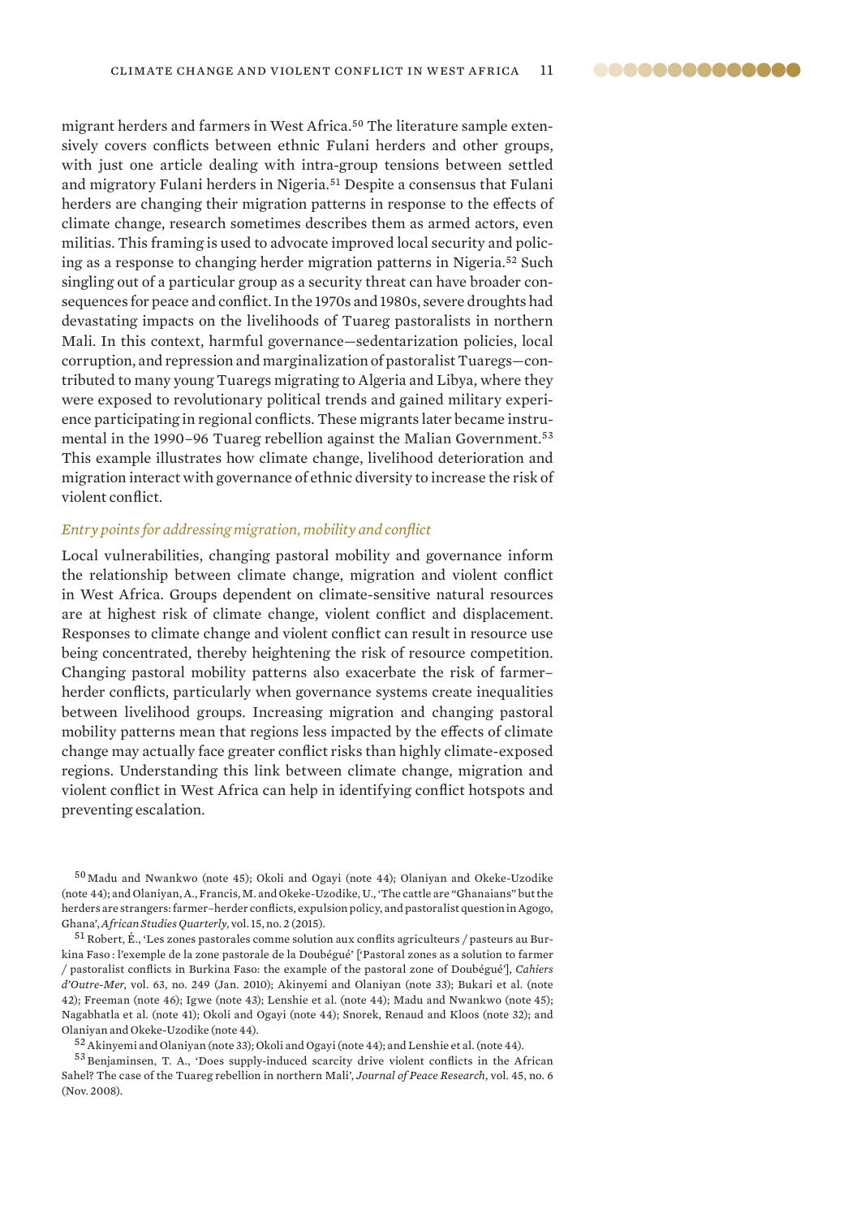migrant herders and farmers in West Africa.[50] The literature sample extensively covers conflicts between ethnic Fulani herders and other groups, with just one article dealing with intra-group tensions between settled and migratory Fulani herders in Nigeria.[51] Despite a consensus that Fulani herders are changing their migration patterns in response to the effects of climate change, research sometimes describes them as armed actors, even militias. This framing is used to advocate improved local security and policing as a response to changing herder migration patterns in Nigeria.[52] Such singling out of a particular group as a security threat can have broader consequences for peace and conflict. In the 1970s and 1980s, severe droughts had devastating impacts on the livelihoods of Tuareg pastoralists in northern Mali. In this context, harmful governance—sedentarization policies, local corruption, and repression and marginalization of pastoralist Tuaregs—contributed to many young Tuaregs migrating to Algeria and Libya, where they were exposed to revolutionary political trends and gained military experience participating in regional conflicts. These migrants later became instrumental in the 1990–96 Tuareg rebellion against the Malian Government.[53] This example illustrates how climate change, livelihood deterioration and migration interact with governance of ethnic diversity to increase the risk of violent conflict.

### *Entry points for addressing migration, mobility and conflict*

Local vulnerabilities, changing pastoral mobility and governance inform the relationship between climate change, migration and violent conflict in West Africa. Groups dependent on climate-sensitive natural resources are at highest risk of climate change, violent conflict and displacement. Responses to climate change and violent conflict can result in resource use being concentrated, thereby heightening the risk of resource competition. Changing pastoral mobility patterns also exacerbate the risk of farmer–herder conflicts, particularly when governance systems create inequalities between livelihood groups. Increasing migration and changing pastoral mobility patterns mean that regions less impacted by the effects of climate change may actually face greater conflict risks than highly climate-exposed regions. Understanding this link between climate change, migration and violent conflict in West Africa can help in identifying conflict hotspots and preventing escalation.

[50] Madu and Nwankwo (note 45); Okoli and Ogayi (note 44); Olaniyan and Okeke-Uzodike (note 44); and Olaniyan, A., Francis, M. and Okeke-Uzodike, U., 'The cattle are "Ghanaians" but the herders are strangers: farmer–herder conflicts, expulsion policy, and pastoralist question in Agogo, Ghana', *African Studies Quarterly*, vol. 15, no. 2 (2015).

[51] Robert, É., 'Les zones pastorales comme solution aux conflits agriculteurs / pasteurs au Burkina Faso : l'exemple de la zone pastorale de la Doubégué' ['Pastoral zones as a solution to farmer / pastoralist conflicts in Burkina Faso: the example of the pastoral zone of Doubégué'], *Cahiers d'Outre-Mer*, vol. 63, no. 249 (Jan. 2010); Akinyemi and Olaniyan (note 33); Bukari et al. (note 42); Freeman (note 46); Igwe (note 43); Lenshie et al. (note 44); Madu and Nwankwo (note 45); Nagabhatla et al. (note 41); Okoli and Ogayi (note 44); Snorek, Renaud and Kloos (note 32); and Olaniyan and Okeke-Uzodike (note 44).

[52] Akinyemi and Olaniyan (note 33); Okoli and Ogayi (note 44); and Lenshie et al. (note 44).

[53] Benjaminsen, T. A., 'Does supply-induced scarcity drive violent conflicts in the African Sahel? The case of the Tuareg rebellion in northern Mali', *Journal of Peace Research*, vol. 45, no. 6 (Nov. 2008).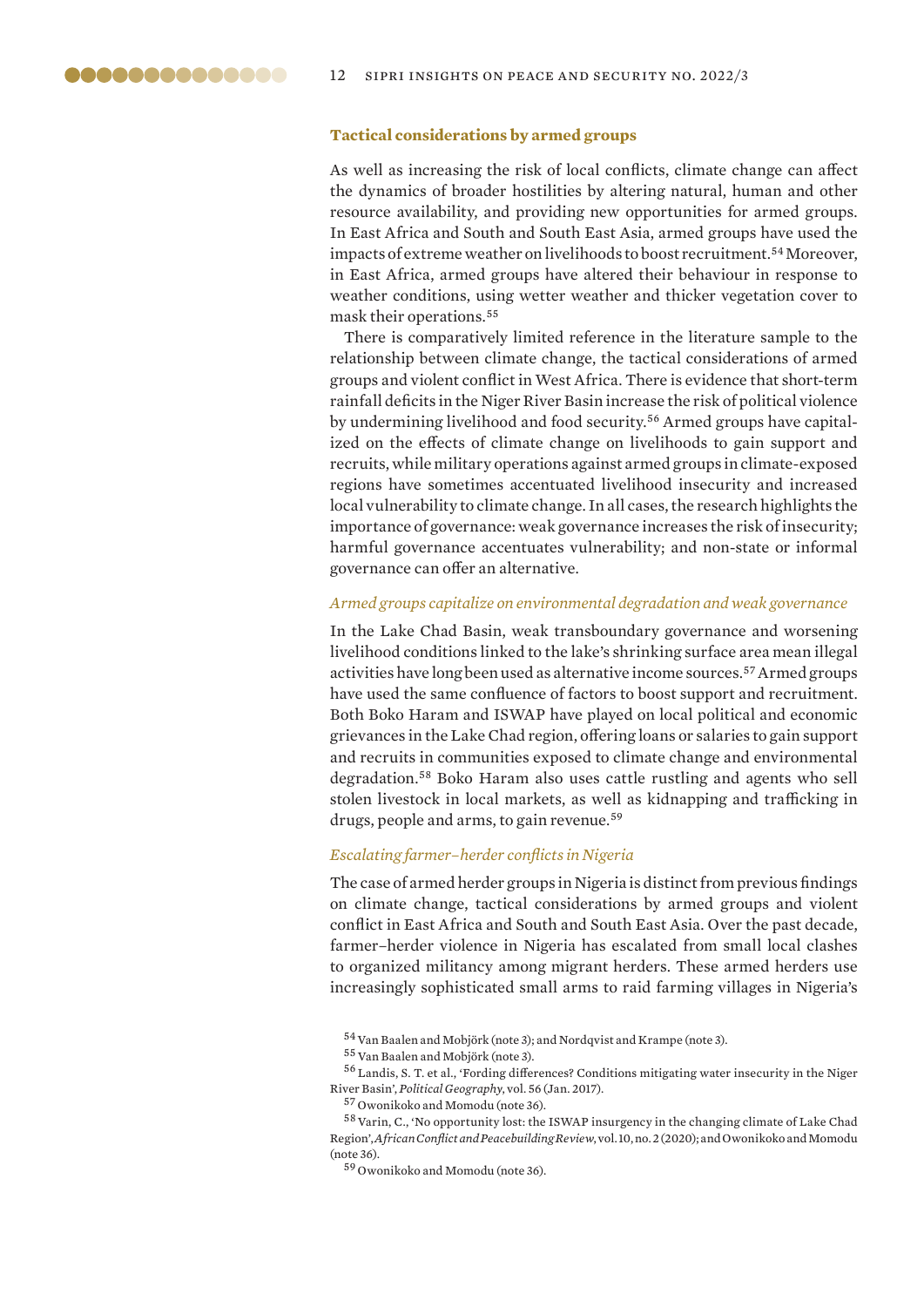### Tactical considerations by armed groups

As well as increasing the risk of local conflicts, climate change can affect the dynamics of broader hostilities by altering natural, human and other resource availability, and providing new opportunities for armed groups. In East Africa and South and South East Asia, armed groups have used the impacts of extreme weather on livelihoods to boost recruitment.[54] Moreover, in East Africa, armed groups have altered their behaviour in response to weather conditions, using wetter weather and thicker vegetation cover to mask their operations.[55]

There is comparatively limited reference in the literature sample to the relationship between climate change, the tactical considerations of armed groups and violent conflict in West Africa. There is evidence that short-term rainfall deficits in the Niger River Basin increase the risk of political violence by undermining livelihood and food security.[56] Armed groups have capitalized on the effects of climate change on livelihoods to gain support and recruits, while military operations against armed groups in climate-exposed regions have sometimes accentuated livelihood insecurity and increased local vulnerability to climate change. In all cases, the research highlights the importance of governance: weak governance increases the risk of insecurity; harmful governance accentuates vulnerability; and non-state or informal governance can offer an alternative.

*Armed groups capitalize on environmental degradation and weak governance*

In the Lake Chad Basin, weak transboundary governance and worsening livelihood conditions linked to the lake's shrinking surface area mean illegal activities have long been used as alternative income sources.[57] Armed groups have used the same confluence of factors to boost support and recruitment. Both Boko Haram and ISWAP have played on local political and economic grievances in the Lake Chad region, offering loans or salaries to gain support and recruits in communities exposed to climate change and environmental degradation.[58] Boko Haram also uses cattle rustling and agents who sell stolen livestock in local markets, as well as kidnapping and trafficking in drugs, people and arms, to gain revenue.[59]

*Escalating farmer–herder conflicts in Nigeria*

The case of armed herder groups in Nigeria is distinct from previous findings on climate change, tactical considerations by armed groups and violent conflict in East Africa and South and South East Asia. Over the past decade, farmer–herder violence in Nigeria has escalated from small local clashes to organized militancy among migrant herders. These armed herders use increasingly sophisticated small arms to raid farming villages in Nigeria's

[54] Van Baalen and Mobjörk (note 3); and Nordqvist and Krampe (note 3).

[55] Van Baalen and Mobjörk (note 3).

[56] Landis, S. T. et al., 'Fording differences? Conditions mitigating water insecurity in the Niger River Basin', *Political Geography*, vol. 56 (Jan. 2017).

[57] Owonikoko and Momodu (note 36).

[58] Varin, C., 'No opportunity lost: the ISWAP insurgency in the changing climate of Lake Chad Region', *African Conflict and Peacebuilding Review*, vol. 10, no. 2 (2020); and Owonikoko and Momodu (note 36).

[59] Owonikoko and Momodu (note 36).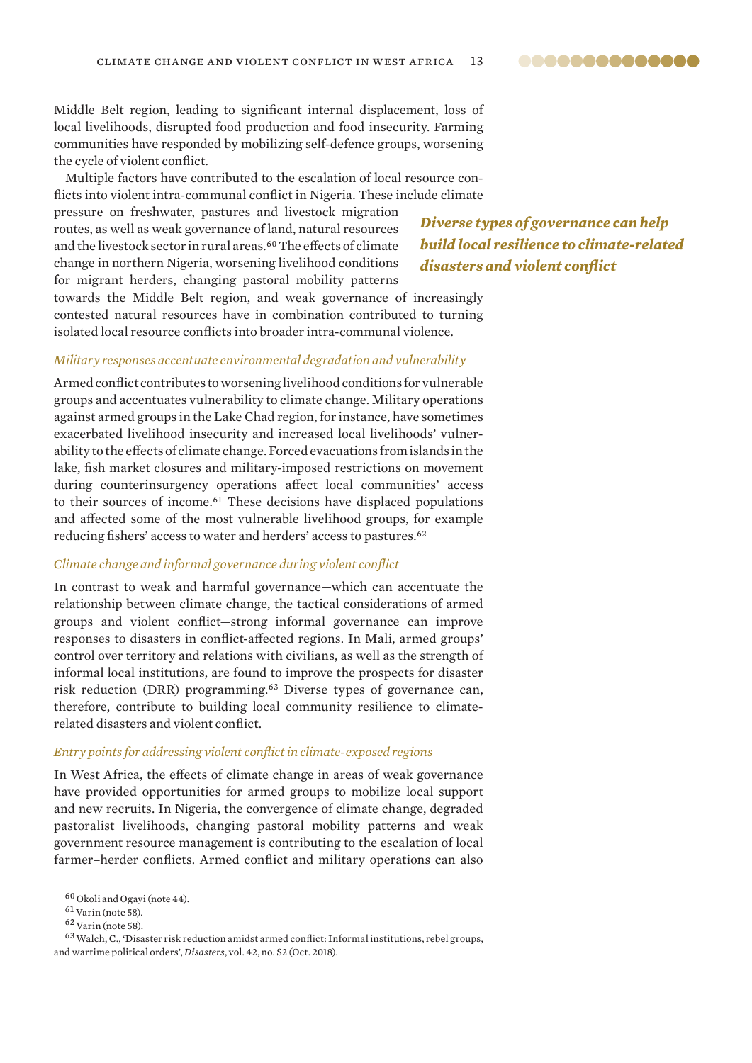Middle Belt region, leading to significant internal displacement, loss of local livelihoods, disrupted food production and food insecurity. Farming communities have responded by mobilizing self-defence groups, worsening the cycle of violent conflict.

Multiple factors have contributed to the escalation of local resource conflicts into violent intra-communal conflict in Nigeria. These include climate pressure on freshwater, pastures and livestock migration routes, as well as weak governance of land, natural resources and the livestock sector in rural areas.[60] The effects of climate change in northern Nigeria, worsening livelihood conditions for migrant herders, changing pastoral mobility patterns towards the Middle Belt region, and weak governance of increasingly contested natural resources have in combination contributed to turning isolated local resource conflicts into broader intra-communal violence.

***Diverse types of governance can help build local resilience to climate-related disasters and violent conflict***

### *Military responses accentuate environmental degradation and vulnerability*

Armed conflict contributes to worsening livelihood conditions for vulnerable groups and accentuates vulnerability to climate change. Military operations against armed groups in the Lake Chad region, for instance, have sometimes exacerbated livelihood insecurity and increased local livelihoods' vulnerability to the effects of climate change. Forced evacuations from islands in the lake, fish market closures and military-imposed restrictions on movement during counterinsurgency operations affect local communities' access to their sources of income.[61] These decisions have displaced populations and affected some of the most vulnerable livelihood groups, for example reducing fishers' access to water and herders' access to pastures.[62]

### *Climate change and informal governance during violent conflict*

In contrast to weak and harmful governance—which can accentuate the relationship between climate change, the tactical considerations of armed groups and violent conflict—strong informal governance can improve responses to disasters in conflict-affected regions. In Mali, armed groups' control over territory and relations with civilians, as well as the strength of informal local institutions, are found to improve the prospects for disaster risk reduction (DRR) programming.[63] Diverse types of governance can, therefore, contribute to building local community resilience to climate-related disasters and violent conflict.

### *Entry points for addressing violent conflict in climate-exposed regions*

In West Africa, the effects of climate change in areas of weak governance have provided opportunities for armed groups to mobilize local support and new recruits. In Nigeria, the convergence of climate change, degraded pastoralist livelihoods, changing pastoral mobility patterns and weak government resource management is contributing to the escalation of local farmer–herder conflicts. Armed conflict and military operations can also

---

[60] Okoli and Ogayi (note 44).

[61] Varin (note 58).

[62] Varin (note 58).

[63] Walch, C., 'Disaster risk reduction amidst armed conflict: Informal institutions, rebel groups, and wartime political orders', *Disasters*, vol. 42, no. S2 (Oct. 2018).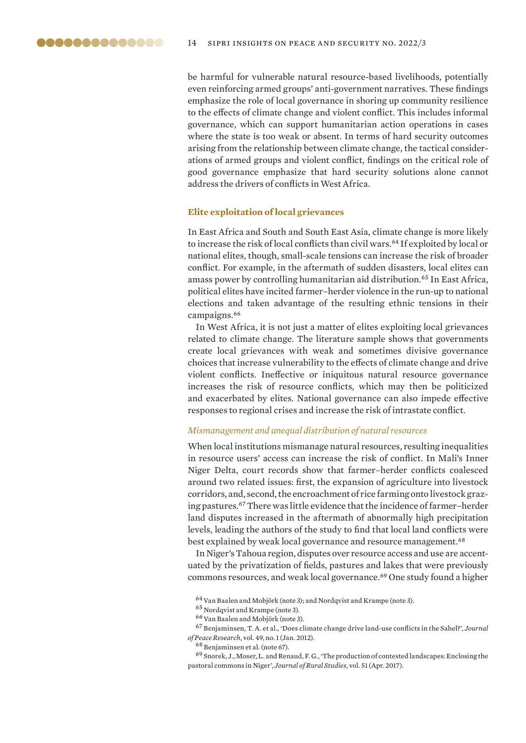be harmful for vulnerable natural resource-based livelihoods, potentially even reinforcing armed groups' anti-government narratives. These findings emphasize the role of local governance in shoring up community resilience to the effects of climate change and violent conflict. This includes informal governance, which can support humanitarian action operations in cases where the state is too weak or absent. In terms of hard security outcomes arising from the relationship between climate change, the tactical considerations of armed groups and violent conflict, findings on the critical role of good governance emphasize that hard security solutions alone cannot address the drivers of conflicts in West Africa.

### Elite exploitation of local grievances

In East Africa and South and South East Asia, climate change is more likely to increase the risk of local conflicts than civil wars.[64] If exploited by local or national elites, though, small-scale tensions can increase the risk of broader conflict. For example, in the aftermath of sudden disasters, local elites can amass power by controlling humanitarian aid distribution.[65] In East Africa, political elites have incited farmer–herder violence in the run-up to national elections and taken advantage of the resulting ethnic tensions in their campaigns.[66]

In West Africa, it is not just a matter of elites exploiting local grievances related to climate change. The literature sample shows that governments create local grievances with weak and sometimes divisive governance choices that increase vulnerability to the effects of climate change and drive violent conflicts. Ineffective or iniquitous natural resource governance increases the risk of resource conflicts, which may then be politicized and exacerbated by elites. National governance can also impede effective responses to regional crises and increase the risk of intrastate conflict.

#### *Mismanagement and unequal distribution of natural resources*

When local institutions mismanage natural resources, resulting inequalities in resource users' access can increase the risk of conflict. In Mali's Inner Niger Delta, court records show that farmer–herder conflicts coalesced around two related issues: first, the expansion of agriculture into livestock corridors, and, second, the encroachment of rice farming onto livestock grazing pastures.[67] There was little evidence that the incidence of farmer–herder land disputes increased in the aftermath of abnormally high precipitation levels, leading the authors of the study to find that local land conflicts were best explained by weak local governance and resource management.[68]

In Niger's Tahoua region, disputes over resource access and use are accentuated by the privatization of fields, pastures and lakes that were previously commons resources, and weak local governance.[69] One study found a higher

[64] Van Baalen and Mobjörk (note 3); and Nordqvist and Krampe (note 3).

[65] Nordqvist and Krampe (note 3).

[66] Van Baalen and Mobjörk (note 3).

[67] Benjaminsen, T. A. et al., 'Does climate change drive land-use conflicts in the Sahel?', *Journal of Peace Research*, vol. 49, no. 1 (Jan. 2012).

[68] Benjaminsen et al. (note 67).

[69] Snorek, J., Moser, L. and Renaud, F. G., 'The production of contested landscapes: Enclosing the pastoral commons in Niger', *Journal of Rural Studies*, vol. 51 (Apr. 2017).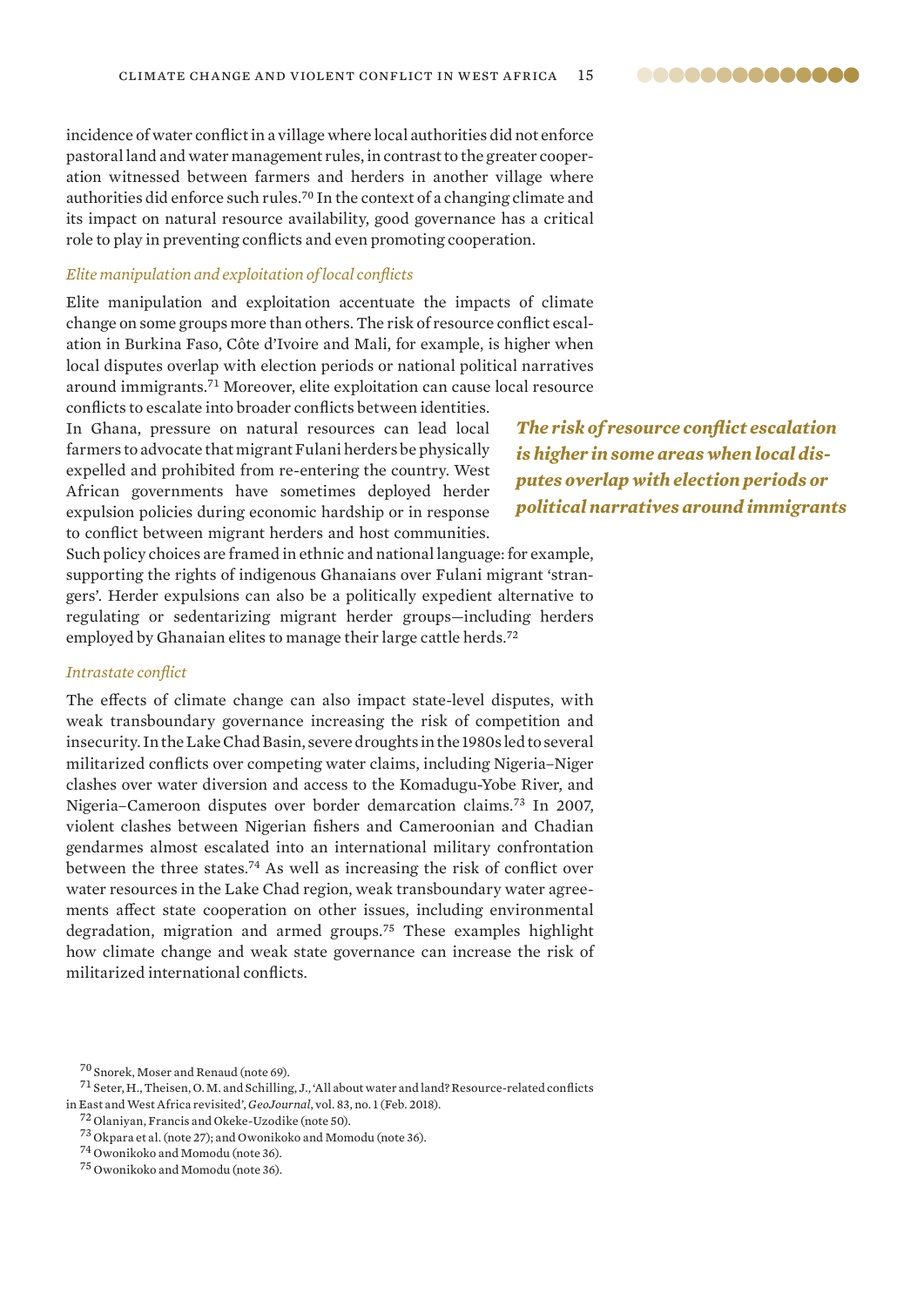incidence of water conflict in a village where local authorities did not enforce pastoral land and water management rules, in contrast to the greater cooperation witnessed between farmers and herders in another village where authorities did enforce such rules.[70] In the context of a changing climate and its impact on natural resource availability, good governance has a critical role to play in preventing conflicts and even promoting cooperation.

*Elite manipulation and exploitation of local conflicts*

Elite manipulation and exploitation accentuate the impacts of climate change on some groups more than others. The risk of resource conflict escalation in Burkina Faso, Côte d'Ivoire and Mali, for example, is higher when local disputes overlap with election periods or national political narratives around immigrants.[71] Moreover, elite exploitation can cause local resource conflicts to escalate into broader conflicts between identities.

***The risk of resource conflict escalation is higher in some areas when local disputes overlap with election periods or political narratives around immigrants***

In Ghana, pressure on natural resources can lead local farmers to advocate that migrant Fulani herders be physically expelled and prohibited from re-entering the country. West African governments have sometimes deployed herder expulsion policies during economic hardship or in response to conflict between migrant herders and host communities. Such policy choices are framed in ethnic and national language: for example, supporting the rights of indigenous Ghanaians over Fulani migrant 'strangers'. Herder expulsions can also be a politically expedient alternative to regulating or sedentarizing migrant herder groups—including herders employed by Ghanaian elites to manage their large cattle herds.[72]

*Intrastate conflict*

The effects of climate change can also impact state-level disputes, with weak transboundary governance increasing the risk of competition and insecurity. In the Lake Chad Basin, severe droughts in the 1980s led to several militarized conflicts over competing water claims, including Nigeria–Niger clashes over water diversion and access to the Komadugu-Yobe River, and Nigeria–Cameroon disputes over border demarcation claims.[73] In 2007, violent clashes between Nigerian fishers and Cameroonian and Chadian gendarmes almost escalated into an international military confrontation between the three states.[74] As well as increasing the risk of conflict over water resources in the Lake Chad region, weak transboundary water agreements affect state cooperation on other issues, including environmental degradation, migration and armed groups.[75] These examples highlight how climate change and weak state governance can increase the risk of militarized international conflicts.

[70] Snorek, Moser and Renaud (note 69).

[71] Seter, H., Theisen, O. M. and Schilling, J., 'All about water and land? Resource-related conflicts in East and West Africa revisited', *GeoJournal*, vol. 83, no. 1 (Feb. 2018).

[72] Olaniyan, Francis and Okeke-Uzodike (note 50).

[73] Okpara et al. (note 27); and Owonikoko and Momodu (note 36).

[74] Owonikoko and Momodu (note 36).

[75] Owonikoko and Momodu (note 36).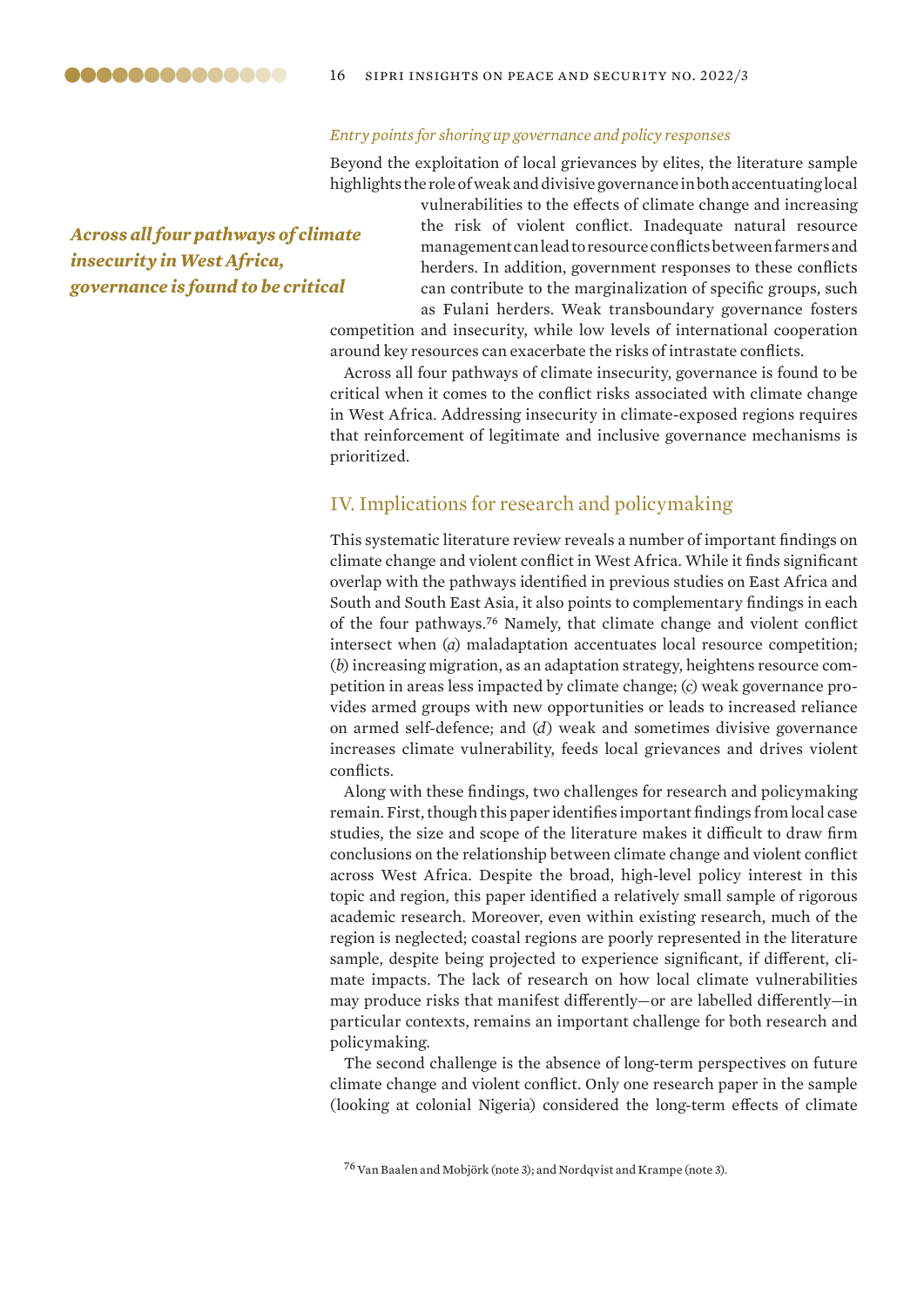*Entry points for shoring up governance and policy responses*

Beyond the exploitation of local grievances by elites, the literature sample highlights the role of weak and divisive governance in both accentuating local vulnerabilities to the effects of climate change and increasing the risk of violent conflict. Inadequate natural resource management can lead to resource conflicts between farmers and herders. In addition, government responses to these conflicts can contribute to the marginalization of specific groups, such as Fulani herders. Weak transboundary governance fosters competition and insecurity, while low levels of international cooperation around key resources can exacerbate the risks of intrastate conflicts.

***Across all four pathways of climate insecurity in West Africa, governance is found to be critical***

Across all four pathways of climate insecurity, governance is found to be critical when it comes to the conflict risks associated with climate change in West Africa. Addressing insecurity in climate-exposed regions requires that reinforcement of legitimate and inclusive governance mechanisms is prioritized.

## IV. Implications for research and policymaking

This systematic literature review reveals a number of important findings on climate change and violent conflict in West Africa. While it finds significant overlap with the pathways identified in previous studies on East Africa and South and South East Asia, it also points to complementary findings in each of the four pathways.[76] Namely, that climate change and violent conflict intersect when (*a*) maladaptation accentuates local resource competition; (*b*) increasing migration, as an adaptation strategy, heightens resource competition in areas less impacted by climate change; (*c*) weak governance provides armed groups with new opportunities or leads to increased reliance on armed self-defence; and (*d*) weak and sometimes divisive governance increases climate vulnerability, feeds local grievances and drives violent conflicts.

Along with these findings, two challenges for research and policymaking remain. First, though this paper identifies important findings from local case studies, the size and scope of the literature makes it difficult to draw firm conclusions on the relationship between climate change and violent conflict across West Africa. Despite the broad, high-level policy interest in this topic and region, this paper identified a relatively small sample of rigorous academic research. Moreover, even within existing research, much of the region is neglected; coastal regions are poorly represented in the literature sample, despite being projected to experience significant, if different, climate impacts. The lack of research on how local climate vulnerabilities may produce risks that manifest differently—or are labelled differently—in particular contexts, remains an important challenge for both research and policymaking.

The second challenge is the absence of long-term perspectives on future climate change and violent conflict. Only one research paper in the sample (looking at colonial Nigeria) considered the long-term effects of climate

[76] Van Baalen and Mobjörk (note 3); and Nordqvist and Krampe (note 3).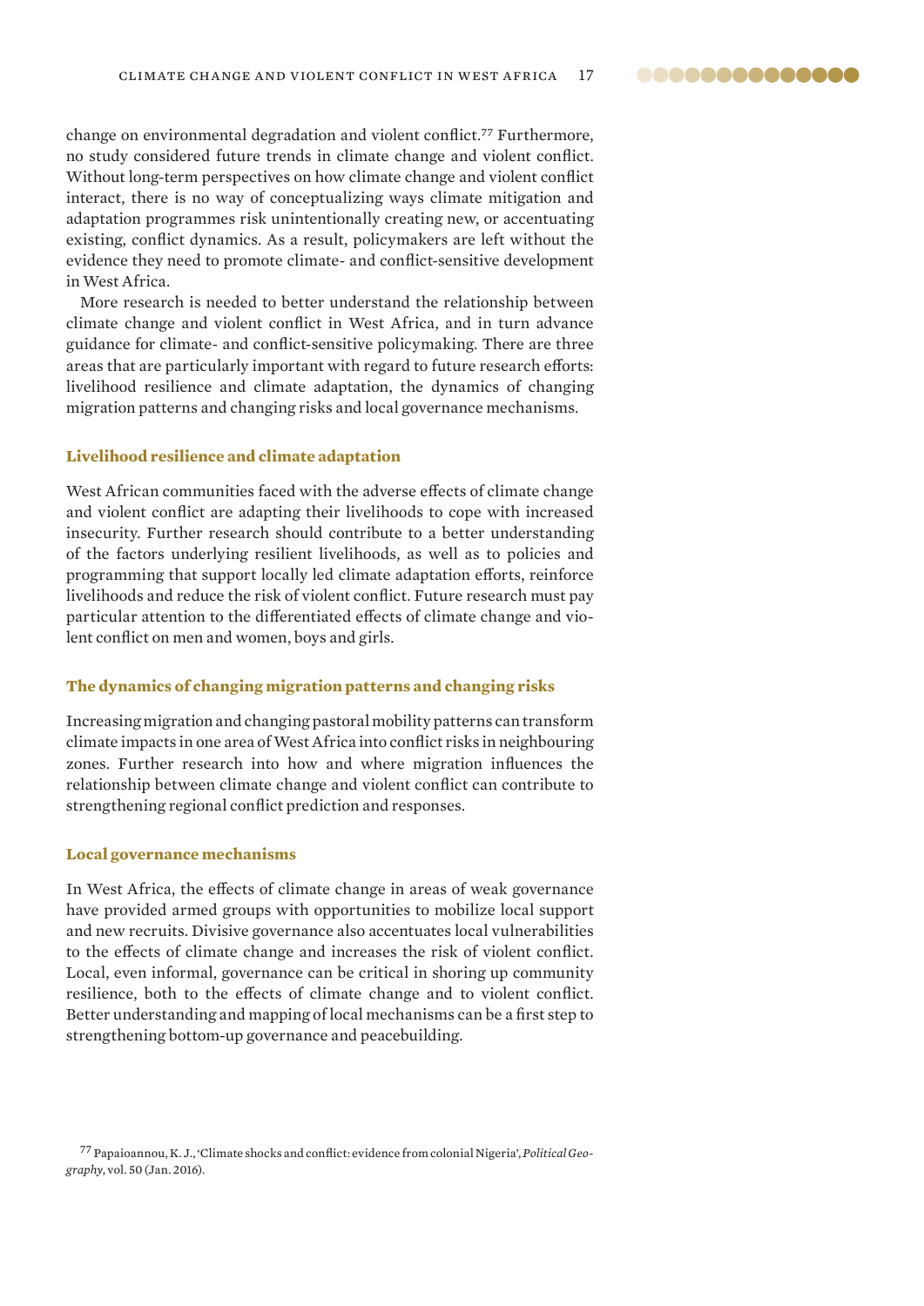change on environmental degradation and violent conflict.[77] Furthermore, no study considered future trends in climate change and violent conflict. Without long-term perspectives on how climate change and violent conflict interact, there is no way of conceptualizing ways climate mitigation and adaptation programmes risk unintentionally creating new, or accentuating existing, conflict dynamics. As a result, policymakers are left without the evidence they need to promote climate- and conflict-sensitive development in West Africa.

More research is needed to better understand the relationship between climate change and violent conflict in West Africa, and in turn advance guidance for climate- and conflict-sensitive policymaking. There are three areas that are particularly important with regard to future research efforts: livelihood resilience and climate adaptation, the dynamics of changing migration patterns and changing risks and local governance mechanisms.

### Livelihood resilience and climate adaptation

West African communities faced with the adverse effects of climate change and violent conflict are adapting their livelihoods to cope with increased insecurity. Further research should contribute to a better understanding of the factors underlying resilient livelihoods, as well as to policies and programming that support locally led climate adaptation efforts, reinforce livelihoods and reduce the risk of violent conflict. Future research must pay particular attention to the differentiated effects of climate change and violent conflict on men and women, boys and girls.

### The dynamics of changing migration patterns and changing risks

Increasing migration and changing pastoral mobility patterns can transform climate impacts in one area of West Africa into conflict risks in neighbouring zones. Further research into how and where migration influences the relationship between climate change and violent conflict can contribute to strengthening regional conflict prediction and responses.

### Local governance mechanisms

In West Africa, the effects of climate change in areas of weak governance have provided armed groups with opportunities to mobilize local support and new recruits. Divisive governance also accentuates local vulnerabilities to the effects of climate change and increases the risk of violent conflict. Local, even informal, governance can be critical in shoring up community resilience, both to the effects of climate change and to violent conflict. Better understanding and mapping of local mechanisms can be a first step to strengthening bottom-up governance and peacebuilding.

[77] Papaioannou, K. J., 'Climate shocks and conflict: evidence from colonial Nigeria', *Political Geography*, vol. 50 (Jan. 2016).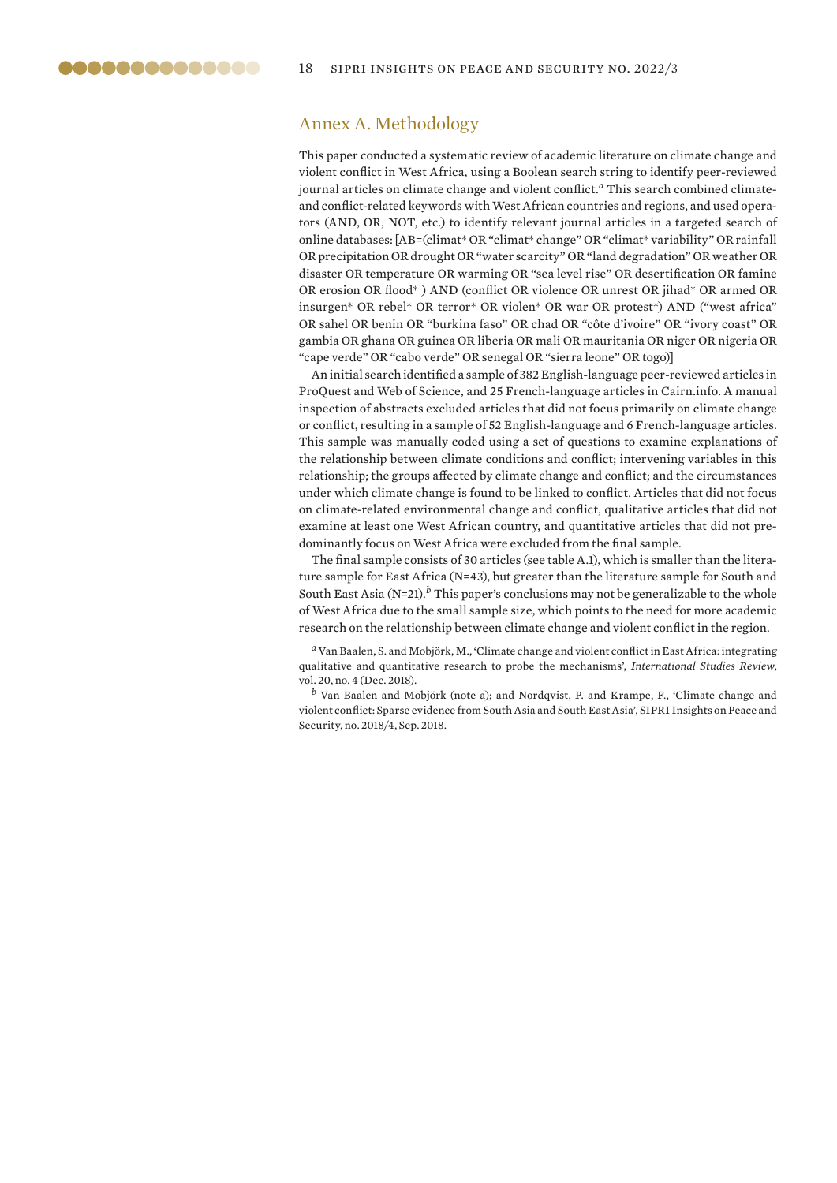## Annex A. Methodology

This paper conducted a systematic review of academic literature on climate change and violent conflict in West Africa, using a Boolean search string to identify peer-reviewed journal articles on climate change and violent conflict.[a] This search combined climate- and conflict-related keywords with West African countries and regions, and used operators (AND, OR, NOT, etc.) to identify relevant journal articles in a targeted search of online databases: [AB=(climat* OR "climat* change" OR "climat* variability" OR rainfall OR precipitation OR drought OR "water scarcity" OR "land degradation" OR weather OR disaster OR temperature OR warming OR "sea level rise" OR desertification OR famine OR erosion OR flood* ) AND (conflict OR violence OR unrest OR jihad* OR armed OR insurgen* OR rebel* OR terror* OR violen* OR war OR protest*) AND ("west africa" OR sahel OR benin OR "burkina faso" OR chad OR "côte d'ivoire" OR "ivory coast" OR gambia OR ghana OR guinea OR liberia OR mali OR mauritania OR niger OR nigeria OR "cape verde" OR "cabo verde" OR senegal OR "sierra leone" OR togo)]

An initial search identified a sample of 382 English-language peer-reviewed articles in ProQuest and Web of Science, and 25 French-language articles in Cairn.info. A manual inspection of abstracts excluded articles that did not focus primarily on climate change or conflict, resulting in a sample of 52 English-language and 6 French-language articles. This sample was manually coded using a set of questions to examine explanations of the relationship between climate conditions and conflict; intervening variables in this relationship; the groups affected by climate change and conflict; and the circumstances under which climate change is found to be linked to conflict. Articles that did not focus on climate-related environmental change and conflict, qualitative articles that did not examine at least one West African country, and quantitative articles that did not predominantly focus on West Africa were excluded from the final sample.

The final sample consists of 30 articles (see table A.1), which is smaller than the literature sample for East Africa (N=43), but greater than the literature sample for South and South East Asia (N=21).[b] This paper's conclusions may not be generalizable to the whole of West Africa due to the small sample size, which points to the need for more academic research on the relationship between climate change and violent conflict in the region.

[a] Van Baalen, S. and Mobjörk, M., 'Climate change and violent conflict in East Africa: integrating qualitative and quantitative research to probe the mechanisms', *International Studies Review*, vol. 20, no. 4 (Dec. 2018).

[b] Van Baalen and Mobjörk (note a); and Nordqvist, P. and Krampe, F., 'Climate change and violent conflict: Sparse evidence from South Asia and South East Asia', SIPRI Insights on Peace and Security, no. 2018/4, Sep. 2018.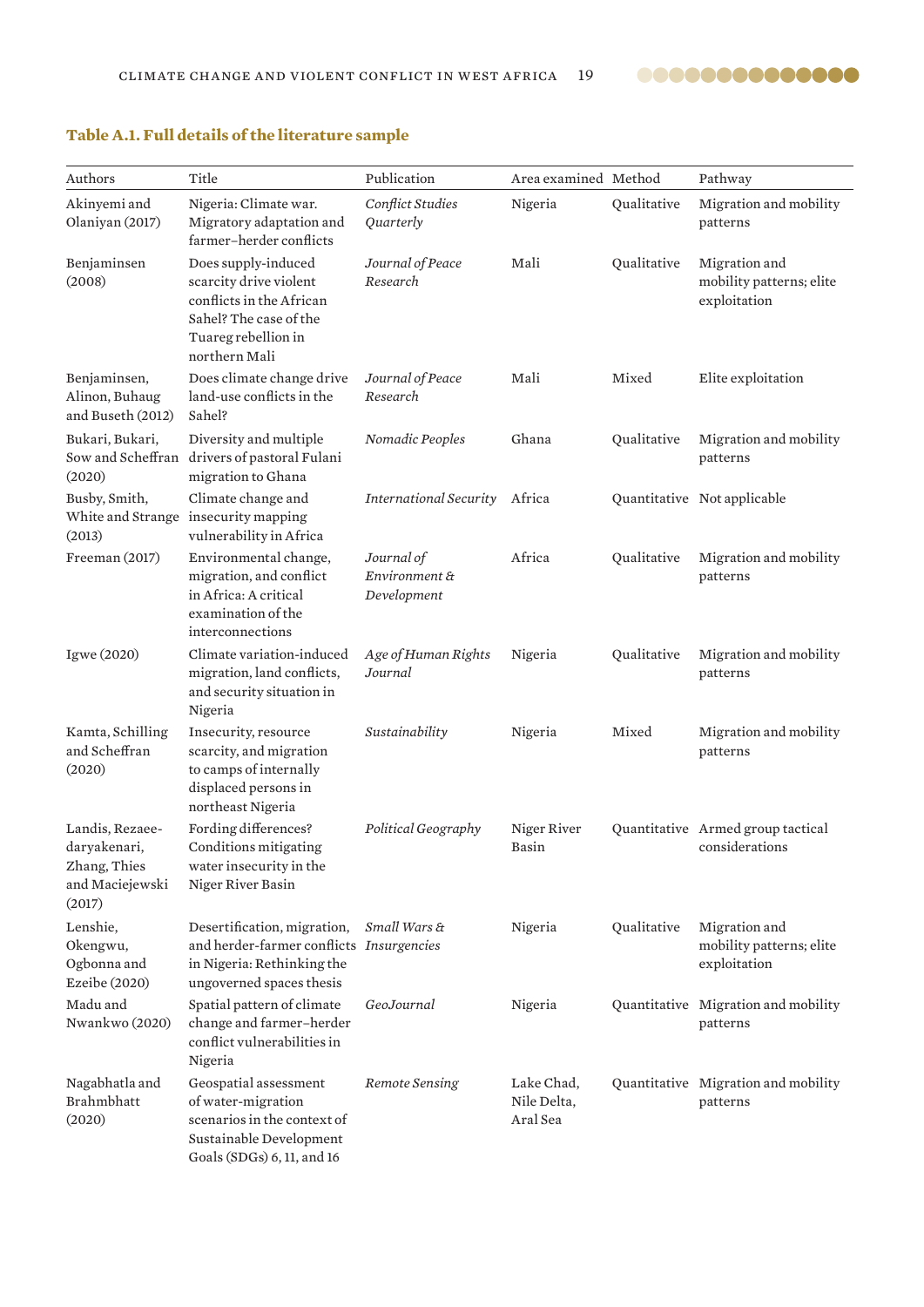### Table A.1. Full details of the literature sample

| Authors | Title | Publication | Area examined | Method | Pathway |
|---|---|---|---|---|---|
| Akinyemi and Olaniyan (2017) | Nigeria: Climate war. Migratory adaptation and farmer–herder conflicts | *Conflict Studies Quarterly* | Nigeria | Qualitative | Migration and mobility patterns |
| Benjaminsen (2008) | Does supply-induced scarcity drive violent conflicts in the African Sahel? The case of the Tuareg rebellion in northern Mali | *Journal of Peace Research* | Mali | Qualitative | Migration and mobility patterns; elite exploitation |
| Benjaminsen, Alinon, Buhaug and Buseth (2012) | Does climate change drive land-use conflicts in the Sahel? | *Journal of Peace Research* | Mali | Mixed | Elite exploitation |
| Bukari, Bukari, Sow and Scheffran (2020) | Diversity and multiple drivers of pastoral Fulani migration to Ghana | *Nomadic Peoples* | Ghana | Qualitative | Migration and mobility patterns |
| Busby, Smith, White and Strange (2013) | Climate change and insecurity mapping vulnerability in Africa | *International Security* | Africa | Quantitative | Not applicable |
| Freeman (2017) | Environmental change, migration, and conflict in Africa: A critical examination of the interconnections | *Journal of Environment & Development* | Africa | Qualitative | Migration and mobility patterns |
| Igwe (2020) | Climate variation-induced migration, land conflicts, and security situation in Nigeria | *Age of Human Rights Journal* | Nigeria | Qualitative | Migration and mobility patterns |
| Kamta, Schilling and Scheffran (2020) | Insecurity, resource scarcity, and migration to camps of internally displaced persons in northeast Nigeria | *Sustainability* | Nigeria | Mixed | Migration and mobility patterns |
| Landis, Rezaee-daryakenari, Zhang, Thies and Maciejewski (2017) | Fording differences? Conditions mitigating water insecurity in the Niger River Basin | *Political Geography* | Niger River Basin | Quantitative | Armed group tactical considerations |
| Lenshie, Okengwu, Ogbonna and Ezeibe (2020) | Desertification, migration, and herder-farmer conflicts in Nigeria: Rethinking the ungoverned spaces thesis | *Small Wars & Insurgencies* | Nigeria | Qualitative | Migration and mobility patterns; elite exploitation |
| Madu and Nwankwo (2020) | Spatial pattern of climate change and farmer–herder conflict vulnerabilities in Nigeria | *GeoJournal* | Nigeria | Quantitative | Migration and mobility patterns |
| Nagabhatla and Brahmbhatt (2020) | Geospatial assessment of water-migration scenarios in the context of Sustainable Development Goals (SDGs) 6, 11, and 16 | *Remote Sensing* | Lake Chad, Nile Delta, Aral Sea | Quantitative | Migration and mobility patterns |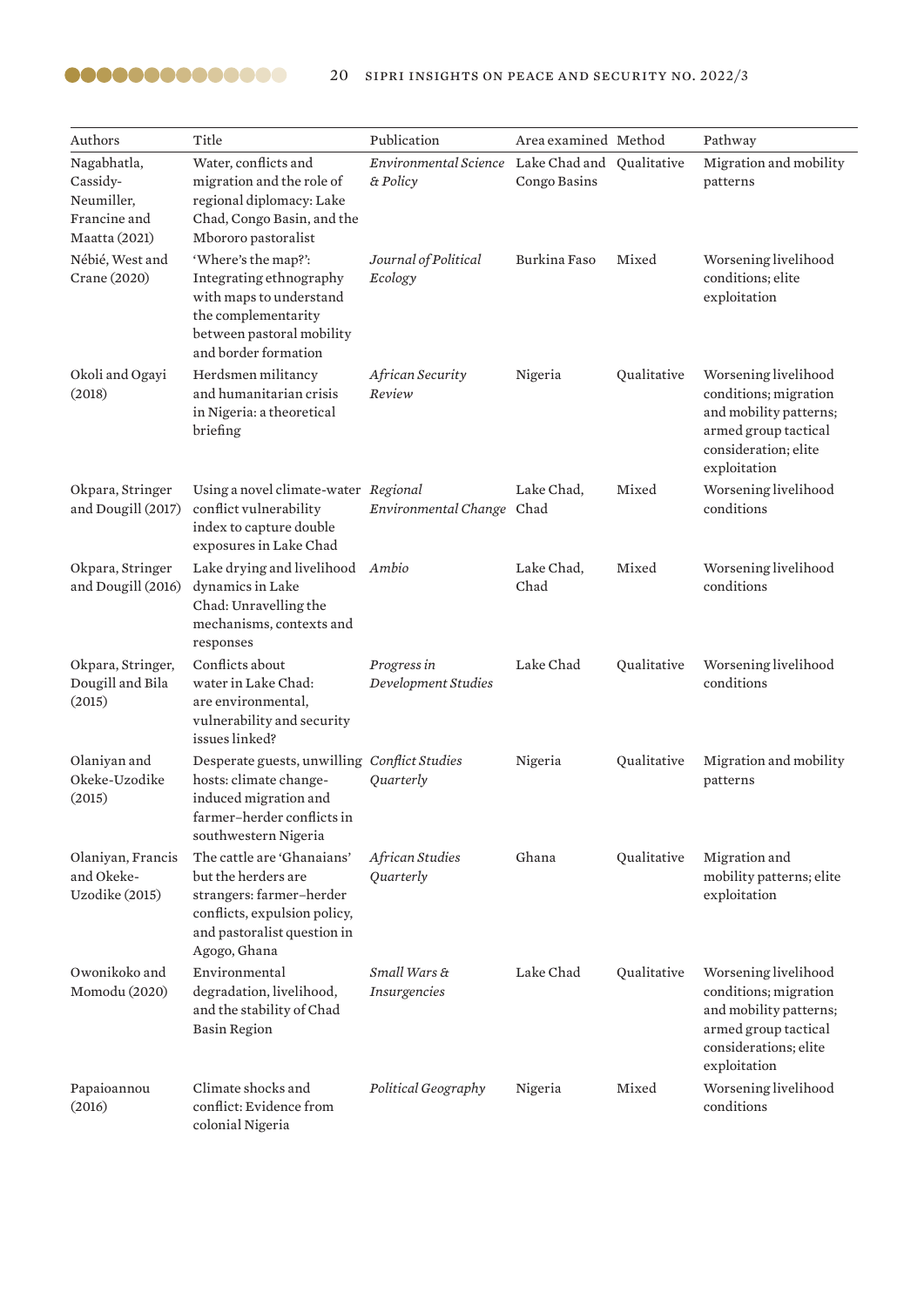| Authors | Title | Publication | Area examined | Method | Pathway |
|---|---|---|---|---|---|
| Nagabhatla, Cassidy-Neumiller, Francine and Maatta (2021) | Water, conflicts and migration and the role of regional diplomacy: Lake Chad, Congo Basin, and the Mbororo pastoralist | *Environmental Science & Policy* | Lake Chad and Congo Basins | Qualitative | Migration and mobility patterns |
| Nébié, West and Crane (2020) | 'Where's the map?': Integrating ethnography with maps to understand the complementarity between pastoral mobility and border formation | *Journal of Political Ecology* | Burkina Faso | Mixed | Worsening livelihood conditions; elite exploitation |
| Okoli and Ogayi (2018) | Herdsmen militancy and humanitarian crisis in Nigeria: a theoretical briefing | *African Security Review* | Nigeria | Qualitative | Worsening livelihood conditions; migration and mobility patterns; armed group tactical consideration; elite exploitation |
| Okpara, Stringer and Dougill (2017) | Using a novel climate-water conflict vulnerability index to capture double exposures in Lake Chad | *Regional Environmental Change* | Lake Chad, Chad | Mixed | Worsening livelihood conditions |
| Okpara, Stringer and Dougill (2016) | Lake drying and livelihood dynamics in Lake Chad: Unravelling the mechanisms, contexts and responses | *Ambio* | Lake Chad, Chad | Mixed | Worsening livelihood conditions |
| Okpara, Stringer, Dougill and Bila (2015) | Conflicts about water in Lake Chad: are environmental, vulnerability and security issues linked? | *Progress in Development Studies* | Lake Chad | Qualitative | Worsening livelihood conditions |
| Olaniyan and Okeke-Uzodike (2015) | Desperate guests, unwilling hosts: climate change-induced migration and farmer–herder conflicts in southwestern Nigeria | *Conflict Studies Quarterly* | Nigeria | Qualitative | Migration and mobility patterns |
| Olaniyan, Francis and Okeke-Uzodike (2015) | The cattle are 'Ghanaians' but the herders are strangers: farmer–herder conflicts, expulsion policy, and pastoralist question in Agogo, Ghana | *African Studies Quarterly* | Ghana | Qualitative | Migration and mobility patterns; elite exploitation |
| Owonikoko and Momodu (2020) | Environmental degradation, livelihood, and the stability of Chad Basin Region | *Small Wars & Insurgencies* | Lake Chad | Qualitative | Worsening livelihood conditions; migration and mobility patterns; armed group tactical considerations; elite exploitation |
| Papaioannou (2016) | Climate shocks and conflict: Evidence from colonial Nigeria | *Political Geography* | Nigeria | Mixed | Worsening livelihood conditions |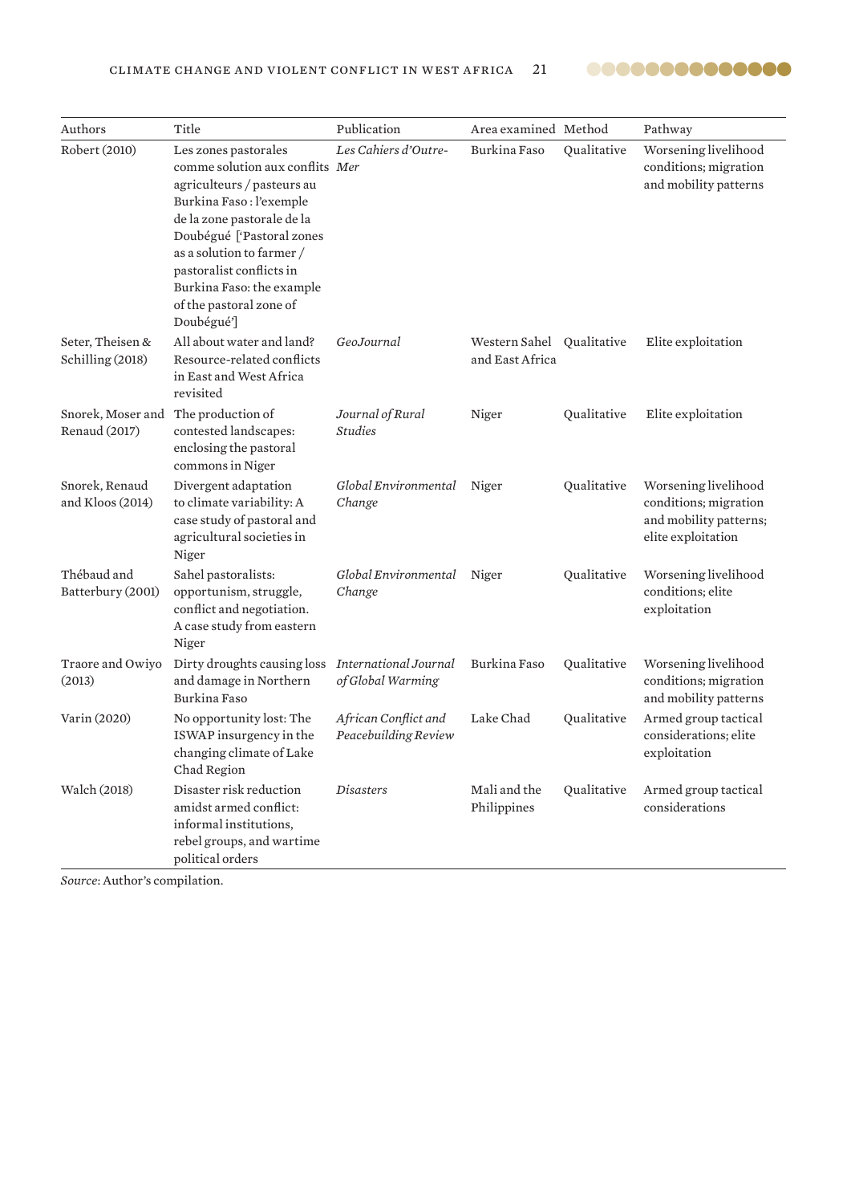| Authors | Title | Publication | Area examined | Method | Pathway |
|---|---|---|---|---|---|
| Robert (2010) | Les zones pastorales comme solution aux conflits agriculteurs / pasteurs au Burkina Faso : l'exemple de la zone pastorale de la Doubégué ['Pastoral zones as a solution to farmer / pastoralist conflicts in Burkina Faso: the example of the pastoral zone of Doubégué'] | *Les Cahiers d'Outre-Mer* | Burkina Faso | Qualitative | Worsening livelihood conditions; migration and mobility patterns |
| Seter, Theisen & Schilling (2018) | All about water and land? Resource-related conflicts in East and West Africa revisited | *GeoJournal* | Western Sahel and East Africa | Qualitative | Elite exploitation |
| Snorek, Moser and Renaud (2017) | The production of contested landscapes: enclosing the pastoral commons in Niger | *Journal of Rural Studies* | Niger | Qualitative | Elite exploitation |
| Snorek, Renaud and Kloos (2014) | Divergent adaptation to climate variability: A case study of pastoral and agricultural societies in Niger | *Global Environmental Change* | Niger | Qualitative | Worsening livelihood conditions; migration and mobility patterns; elite exploitation |
| Thébaud and Batterbury (2001) | Sahel pastoralists: opportunism, struggle, conflict and negotiation. A case study from eastern Niger | *Global Environmental Change* | Niger | Qualitative | Worsening livelihood conditions; elite exploitation |
| Traore and Owiyo (2013) | Dirty droughts causing loss and damage in Northern Burkina Faso | *International Journal of Global Warming* | Burkina Faso | Qualitative | Worsening livelihood conditions; migration and mobility patterns |
| Varin (2020) | No opportunity lost: The ISWAP insurgency in the changing climate of Lake Chad Region | *African Conflict and Peacebuilding Review* | Lake Chad | Qualitative | Armed group tactical considerations; elite exploitation |
| Walch (2018) | Disaster risk reduction amidst armed conflict: informal institutions, rebel groups, and wartime political orders | *Disasters* | Mali and the Philippines | Qualitative | Armed group tactical considerations |

*Source*: Author's compilation.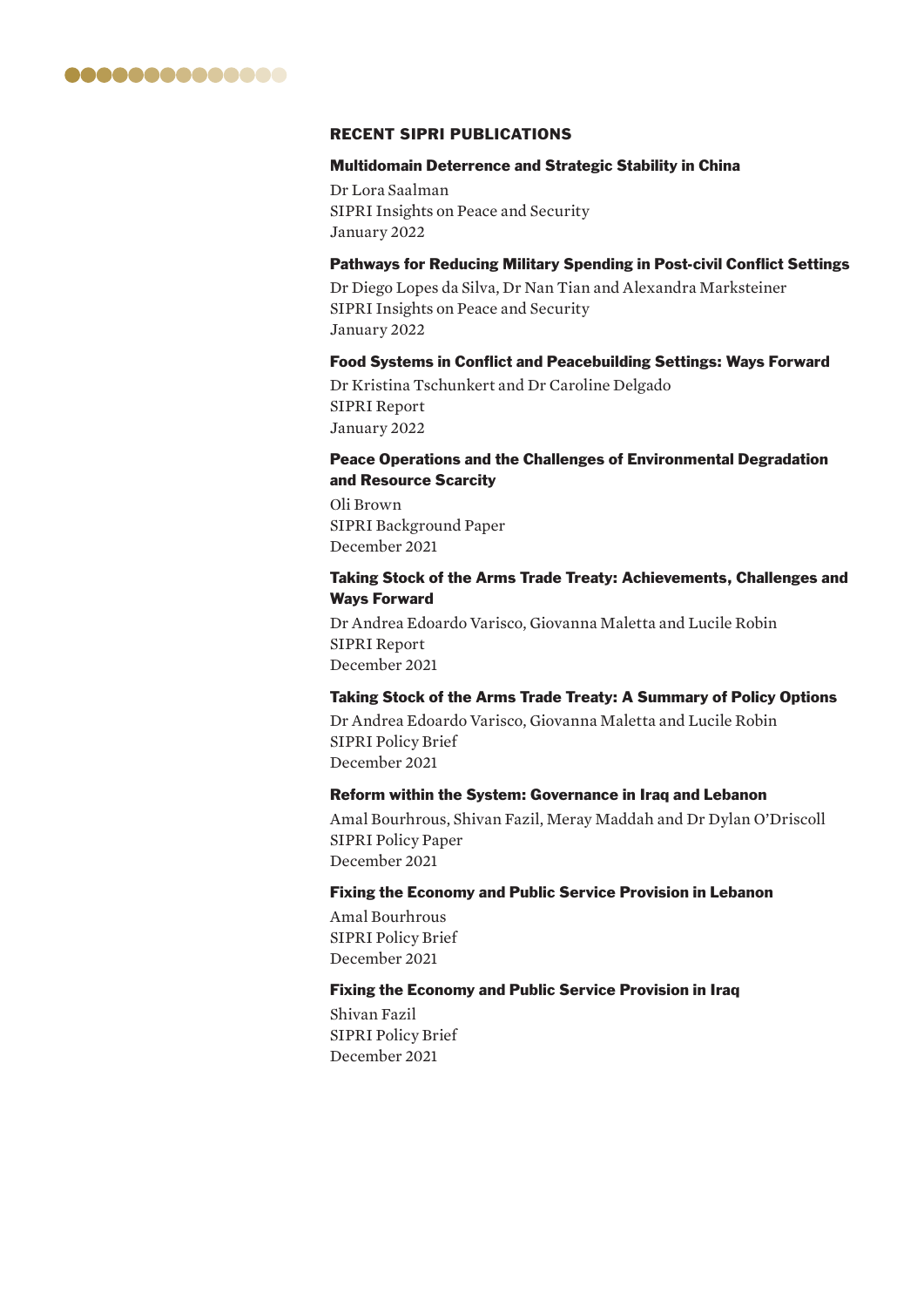## RECENT SIPRI PUBLICATIONS

**Multidomain Deterrence and Strategic Stability in China**

Dr Lora Saalman
SIPRI Insights on Peace and Security
January 2022

**Pathways for Reducing Military Spending in Post-civil Conflict Settings**

Dr Diego Lopes da Silva, Dr Nan Tian and Alexandra Marksteiner
SIPRI Insights on Peace and Security
January 2022

**Food Systems in Conflict and Peacebuilding Settings: Ways Forward**

Dr Kristina Tschunkert and Dr Caroline Delgado
SIPRI Report
January 2022

**Peace Operations and the Challenges of Environmental Degradation and Resource Scarcity**

Oli Brown
SIPRI Background Paper
December 2021

**Taking Stock of the Arms Trade Treaty: Achievements, Challenges and Ways Forward**

Dr Andrea Edoardo Varisco, Giovanna Maletta and Lucile Robin
SIPRI Report
December 2021

**Taking Stock of the Arms Trade Treaty: A Summary of Policy Options**

Dr Andrea Edoardo Varisco, Giovanna Maletta and Lucile Robin
SIPRI Policy Brief
December 2021

**Reform within the System: Governance in Iraq and Lebanon**

Amal Bourhrous, Shivan Fazil, Meray Maddah and Dr Dylan O'Driscoll
SIPRI Policy Paper
December 2021

**Fixing the Economy and Public Service Provision in Lebanon**

Amal Bourhrous
SIPRI Policy Brief
December 2021

**Fixing the Economy and Public Service Provision in Iraq**

Shivan Fazil
SIPRI Policy Brief
December 2021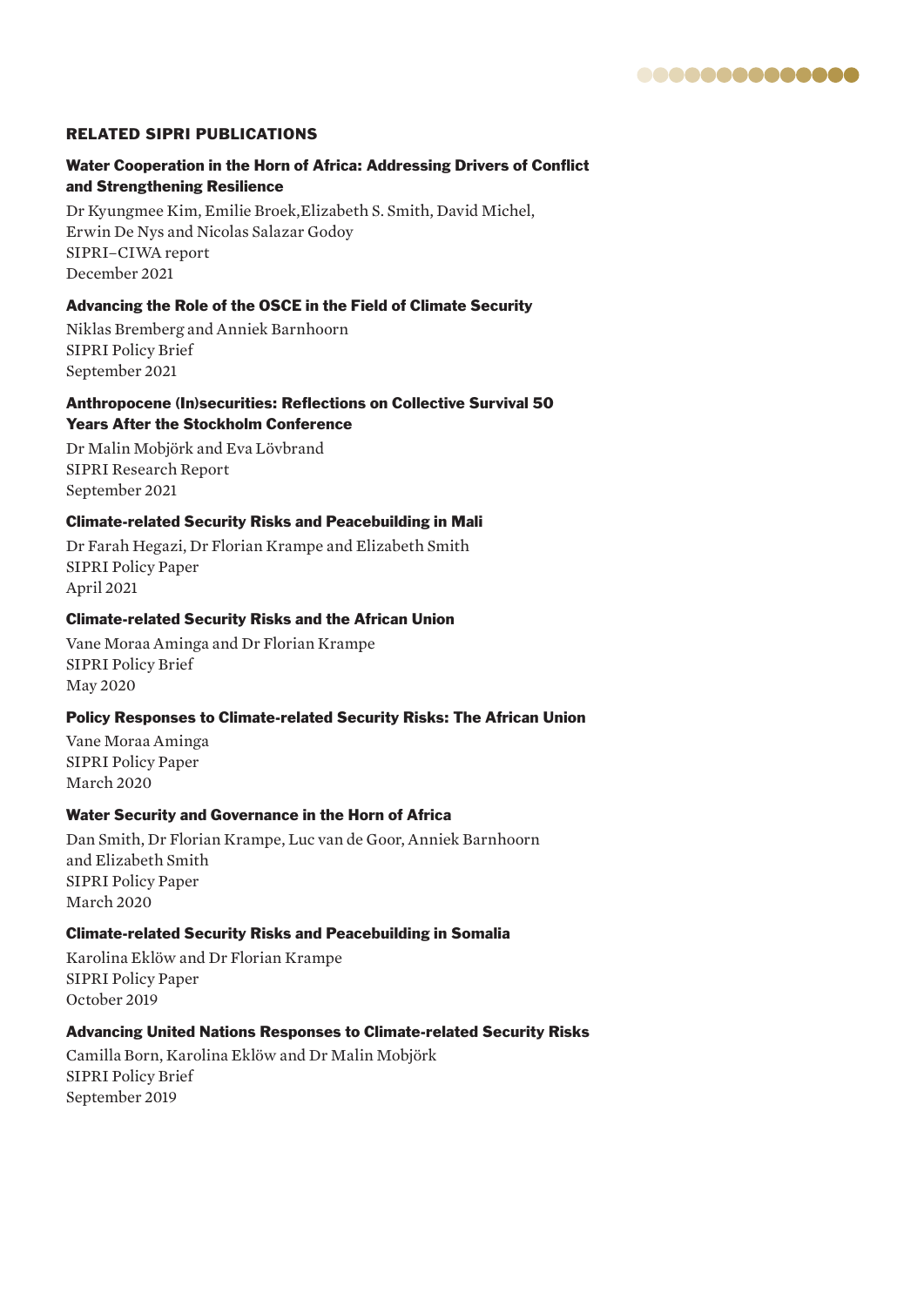## RELATED SIPRI PUBLICATIONS

**Water Cooperation in the Horn of Africa: Addressing Drivers of Conflict and Strengthening Resilience**

Dr Kyungmee Kim, Emilie Broek,Elizabeth S. Smith, David Michel, Erwin De Nys and Nicolas Salazar Godoy
SIPRI–CIWA report
December 2021

**Advancing the Role of the OSCE in the Field of Climate Security**

Niklas Bremberg and Anniek Barnhoorn
SIPRI Policy Brief
September 2021

**Anthropocene (In)securities: Reflections on Collective Survival 50 Years After the Stockholm Conference**

Dr Malin Mobjörk and Eva Lövbrand
SIPRI Research Report
September 2021

**Climate-related Security Risks and Peacebuilding in Mali**

Dr Farah Hegazi, Dr Florian Krampe and Elizabeth Smith
SIPRI Policy Paper
April 2021

**Climate-related Security Risks and the African Union**

Vane Moraa Aminga and Dr Florian Krampe
SIPRI Policy Brief
May 2020

**Policy Responses to Climate-related Security Risks: The African Union**

Vane Moraa Aminga
SIPRI Policy Paper
March 2020

**Water Security and Governance in the Horn of Africa**

Dan Smith, Dr Florian Krampe, Luc van de Goor, Anniek Barnhoorn and Elizabeth Smith
SIPRI Policy Paper
March 2020

**Climate-related Security Risks and Peacebuilding in Somalia**

Karolina Eklöw and Dr Florian Krampe
SIPRI Policy Paper
October 2019

**Advancing United Nations Responses to Climate-related Security Risks**

Camilla Born, Karolina Eklöw and Dr Malin Mobjörk
SIPRI Policy Brief
September 2019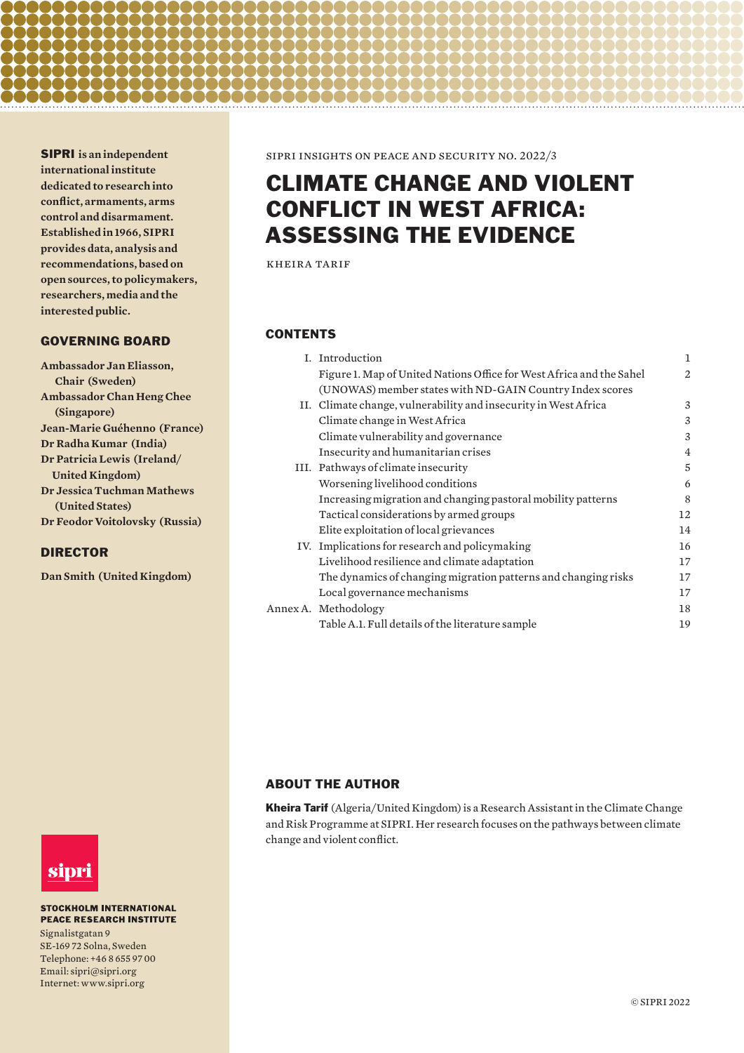**SIPRI** is an independent international institute dedicated to research into conflict, armaments, arms control and disarmament. Established in 1966, SIPRI provides data, analysis and recommendations, based on open sources, to policymakers, researchers, media and the interested public.

## GOVERNING BOARD

Ambassador Jan Eliasson, Chair (Sweden)
Ambassador Chan Heng Chee (Singapore)
Jean-Marie Guéhenno (France)
Dr Radha Kumar (India)
Dr Patricia Lewis (Ireland/ United Kingdom)
Dr Jessica Tuchman Mathews (United States)
Dr Feodor Voitolovsky (Russia)

## DIRECTOR

Dan Smith (United Kingdom)

sipri

**STOCKHOLM INTERNATIONAL PEACE RESEARCH INSTITUTE**

Signalistgatan 9
SE-169 72 Solna, Sweden
Telephone: +46 8 655 97 00
Email: sipri@sipri.org
Internet: www.sipri.org

SIPRI INSIGHTS ON PEACE AND SECURITY NO. 2022/3

# CLIMATE CHANGE AND VIOLENT CONFLICT IN WEST AFRICA: ASSESSING THE EVIDENCE

KHEIRA TARIF

## CONTENTS

| | | |
|---|---|---|
| I. | Introduction | 1 |
| | Figure 1. Map of United Nations Office for West Africa and the Sahel (UNOWAS) member states with ND-GAIN Country Index scores | 2 |
| II. | Climate change, vulnerability and insecurity in West Africa | 3 |
| | Climate change in West Africa | 3 |
| | Climate vulnerability and governance | 3 |
| | Insecurity and humanitarian crises | 4 |
| III. | Pathways of climate insecurity | 5 |
| | Worsening livelihood conditions | 6 |
| | Increasing migration and changing pastoral mobility patterns | 8 |
| | Tactical considerations by armed groups | 12 |
| | Elite exploitation of local grievances | 14 |
| IV. | Implications for research and policymaking | 16 |
| | Livelihood resilience and climate adaptation | 17 |
| | The dynamics of changing migration patterns and changing risks | 17 |
| | Local governance mechanisms | 17 |
| Annex A. | Methodology | 18 |
| | Table A.1. Full details of the literature sample | 19 |

## ABOUT THE AUTHOR

**Kheira Tarif** (Algeria/United Kingdom) is a Research Assistant in the Climate Change and Risk Programme at SIPRI. Her research focuses on the pathways between climate change and violent conflict.

© SIPRI 2022